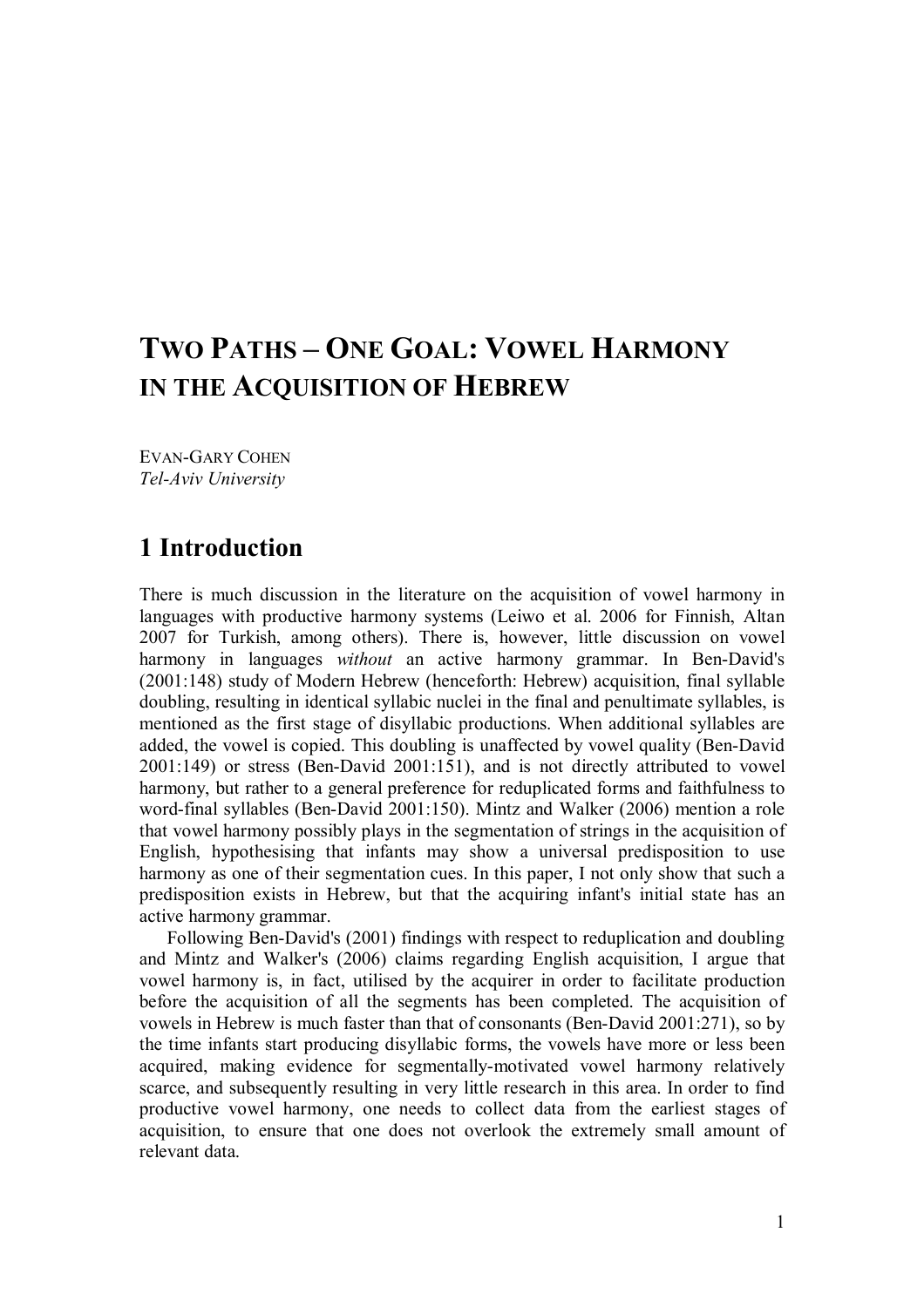# Two Paths – One Goal: Vowel Harmony in the Acquisition of Hebrew

Evan-Gary Cohen
*Tel-Aviv University*

## 1 Introduction

There is much discussion in the literature on the acquisition of vowel harmony in languages with productive harmony systems (Leiwo et al. 2006 for Finnish, Altan 2007 for Turkish, among others). There is, however, little discussion on vowel harmony in languages *without* an active harmony grammar. In Ben-David's (2001:148) study of Modern Hebrew (henceforth: Hebrew) acquisition, final syllable doubling, resulting in identical syllabic nuclei in the final and penultimate syllables, is mentioned as the first stage of disyllabic productions. When additional syllables are added, the vowel is copied. This doubling is unaffected by vowel quality (Ben-David 2001:149) or stress (Ben-David 2001:151), and is not directly attributed to vowel harmony, but rather to a general preference for reduplicated forms and faithfulness to word-final syllables (Ben-David 2001:150). Mintz and Walker (2006) mention a role that vowel harmony possibly plays in the segmentation of strings in the acquisition of English, hypothesising that infants may show a universal predisposition to use harmony as one of their segmentation cues. In this paper, I not only show that such a predisposition exists in Hebrew, but that the acquiring infant's initial state has an active harmony grammar.

Following Ben-David's (2001) findings with respect to reduplication and doubling and Mintz and Walker's (2006) claims regarding English acquisition, I argue that vowel harmony is, in fact, utilised by the acquirer in order to facilitate production before the acquisition of all the segments has been completed. The acquisition of vowels in Hebrew is much faster than that of consonants (Ben-David 2001:271), so by the time infants start producing disyllabic forms, the vowels have more or less been acquired, making evidence for segmentally-motivated vowel harmony relatively scarce, and subsequently resulting in very little research in this area. In order to find productive vowel harmony, one needs to collect data from the earliest stages of acquisition, to ensure that one does not overlook the extremely small amount of relevant data.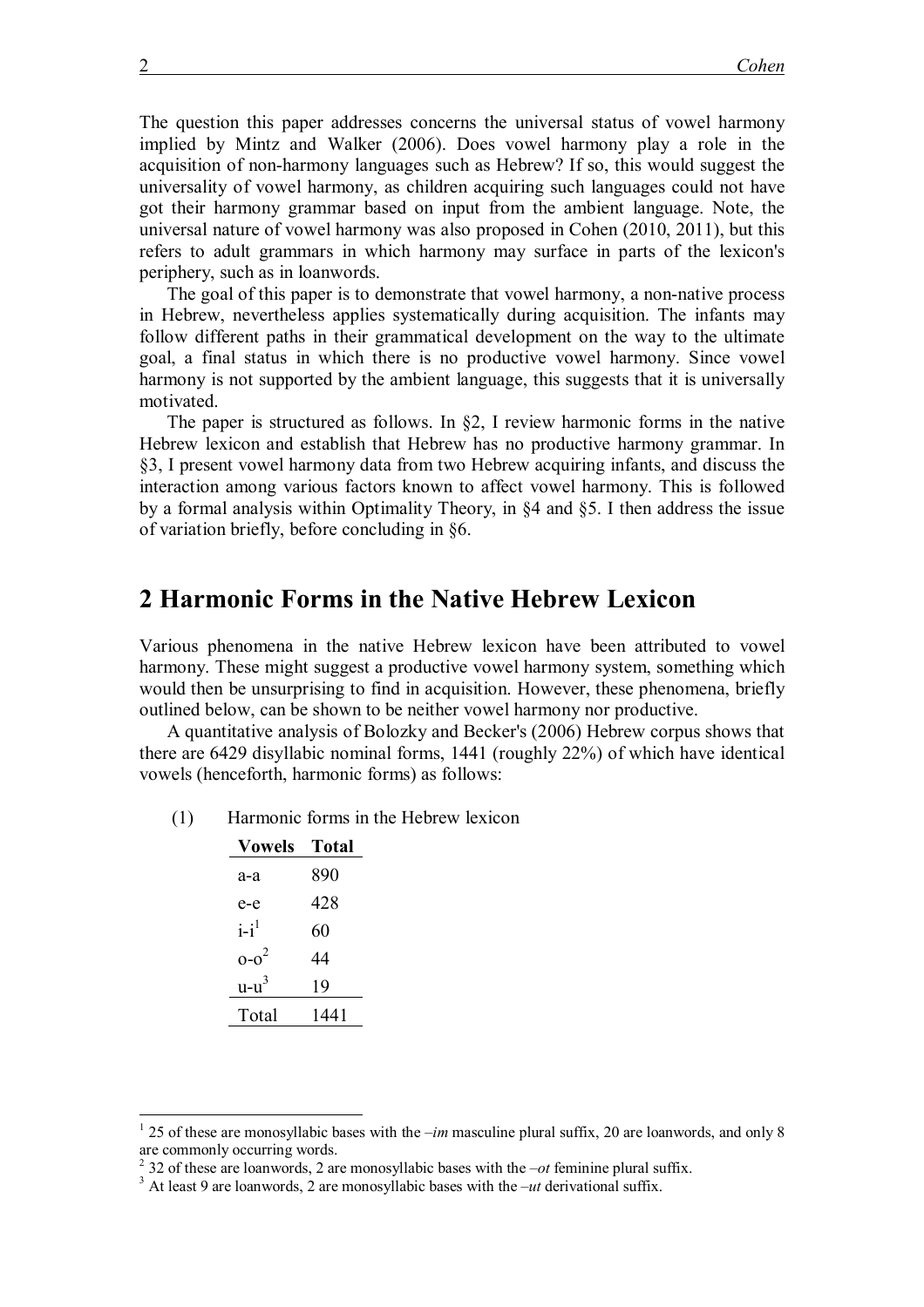The question this paper addresses concerns the universal status of vowel harmony implied by Mintz and Walker (2006). Does vowel harmony play a role in the acquisition of non-harmony languages such as Hebrew? If so, this would suggest the universality of vowel harmony, as children acquiring such languages could not have got their harmony grammar based on input from the ambient language. Note, the universal nature of vowel harmony was also proposed in Cohen (2010, 2011), but this refers to adult grammars in which harmony may surface in parts of the lexicon's periphery, such as in loanwords.

The goal of this paper is to demonstrate that vowel harmony, a non-native process in Hebrew, nevertheless applies systematically during acquisition. The infants may follow different paths in their grammatical development on the way to the ultimate goal, a final status in which there is no productive vowel harmony. Since vowel harmony is not supported by the ambient language, this suggests that it is universally motivated.

The paper is structured as follows. In §2, I review harmonic forms in the native Hebrew lexicon and establish that Hebrew has no productive harmony grammar. In §3, I present vowel harmony data from two Hebrew acquiring infants, and discuss the interaction among various factors known to affect vowel harmony. This is followed by a formal analysis within Optimality Theory, in §4 and §5. I then address the issue of variation briefly, before concluding in §6.

## 2 Harmonic Forms in the Native Hebrew Lexicon

Various phenomena in the native Hebrew lexicon have been attributed to vowel harmony. These might suggest a productive vowel harmony system, something which would then be unsurprising to find in acquisition. However, these phenomena, briefly outlined below, can be shown to be neither vowel harmony nor productive.

A quantitative analysis of Bolozky and Becker's (2006) Hebrew corpus shows that there are 6429 disyllabic nominal forms, 1441 (roughly 22%) of which have identical vowels (henceforth, harmonic forms) as follows:

(1) Harmonic forms in the Hebrew lexicon

| Vowels | Total |
|---|---|
| a-a | 890 |
| e-e | 428 |
| i-i[1] | 60 |
| o-o[2] | 44 |
| u-u[3] | 19 |
| Total | 1441 |

---

[1] 25 of these are monosyllabic bases with the *–im* masculine plural suffix, 20 are loanwords, and only 8 are commonly occurring words.

[2] 32 of these are loanwords, 2 are monosyllabic bases with the *–ot* feminine plural suffix.

[3] At least 9 are loanwords, 2 are monosyllabic bases with the *–ut* derivational suffix.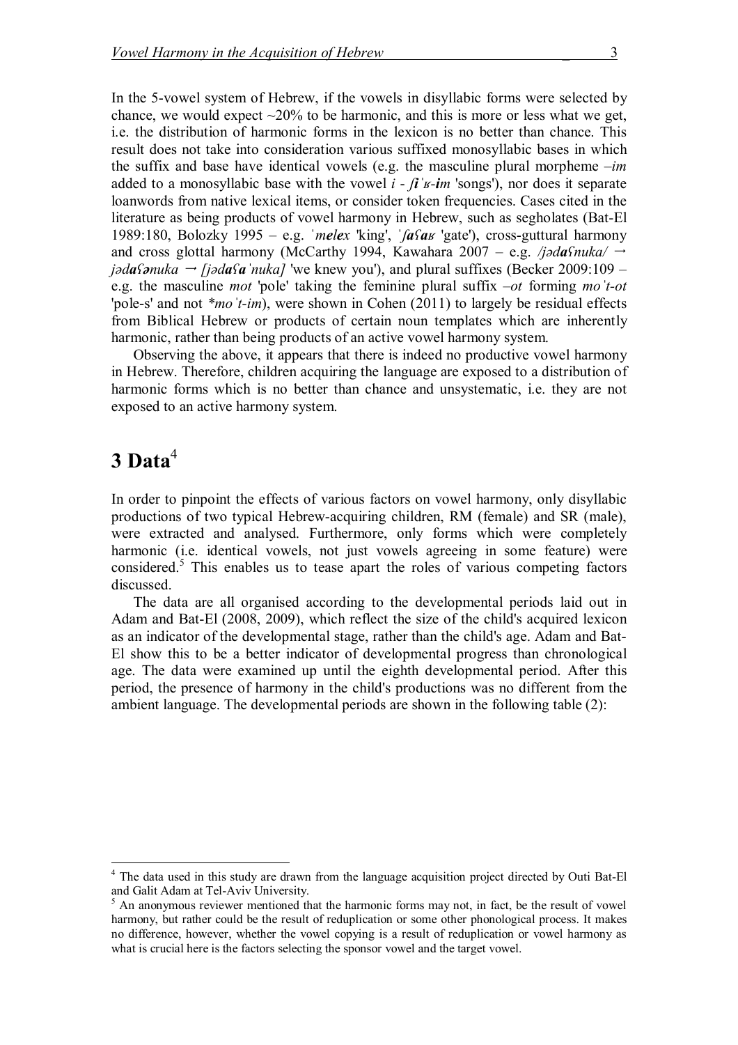In the 5-vowel system of Hebrew, if the vowels in disyllabic forms were selected by chance, we would expect ~20% to be harmonic, and this is more or less what we get, i.e. the distribution of harmonic forms in the lexicon is no better than chance. This result does not take into consideration various suffixed monosyllabic bases in which the suffix and base have identical vowels (e.g. the masculine plural morpheme *–im* added to a monosyllabic base with the vowel *i* - ***ʃi****ˈʁ-****im*** 'songs'), nor does it separate loanwords from native lexical items, or consider token frequencies. Cases cited in the literature as being products of vowel harmony in Hebrew, such as segholates (Bat-El 1989:180, Bolozky 1995 – e.g. *ˈ****m****e****l****e****x*** 'king', *ˈ****ʃ****a****ʕ****a****ʁ*** 'gate'), cross-guttural harmony and cross glottal harmony (McCarthy 1994, Kawahara 2007 – e.g. */jəd****a****ʕnuka/* → *jəd****a****ʕənuka* → *[jəd****a****ʕ****a****ˈnuka]* 'we knew you'), and plural suffixes (Becker 2009:109 – e.g. the masculine *mot* 'pole' taking the feminine plural suffix *–ot* forming *moˈt-ot* 'pole-s' and not *\*moˈt-im*), were shown in Cohen (2011) to largely be residual effects from Biblical Hebrew or products of certain noun templates which are inherently harmonic, rather than being products of an active vowel harmony system.

Observing the above, it appears that there is indeed no productive vowel harmony in Hebrew. Therefore, children acquiring the language are exposed to a distribution of harmonic forms which is no better than chance and unsystematic, i.e. they are not exposed to an active harmony system.

# 3 Data[4]

In order to pinpoint the effects of various factors on vowel harmony, only disyllabic productions of two typical Hebrew-acquiring children, RM (female) and SR (male), were extracted and analysed. Furthermore, only forms which were completely harmonic (i.e. identical vowels, not just vowels agreeing in some feature) were considered.[5] This enables us to tease apart the roles of various competing factors discussed.

The data are all organised according to the developmental periods laid out in Adam and Bat-El (2008, 2009), which reflect the size of the child's acquired lexicon as an indicator of the developmental stage, rather than the child's age. Adam and Bat-El show this to be a better indicator of developmental progress than chronological age. The data were examined up until the eighth developmental period. After this period, the presence of harmony in the child's productions was no different from the ambient language. The developmental periods are shown in the following table (2):

---

[4] The data used in this study are drawn from the language acquisition project directed by Outi Bat-El and Galit Adam at Tel-Aviv University.

[5] An anonymous reviewer mentioned that the harmonic forms may not, in fact, be the result of vowel harmony, but rather could be the result of reduplication or some other phonological process. It makes no difference, however, whether the vowel copying is a result of reduplication or vowel harmony as what is crucial here is the factors selecting the sponsor vowel and the target vowel.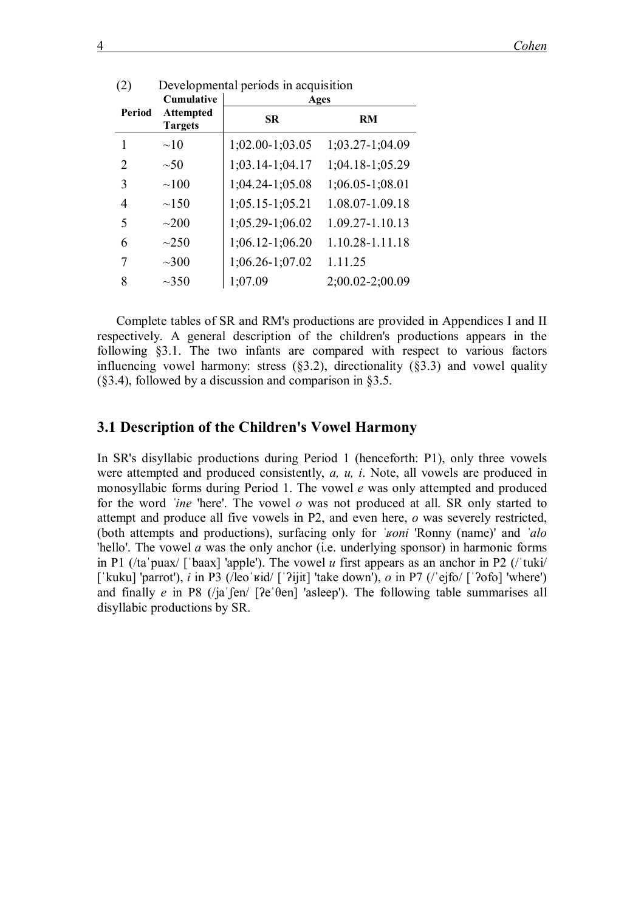(2) Developmental periods in acquisition

| Period | Cumulative Attempted Targets | Ages | |
|---|---|---|---|
| | | **SR** | **RM** |
| 1 | ~10 | 1;02.00-1;03.05 | 1;03.27-1;04.09 |
| 2 | ~50 | 1;03.14-1;04.17 | 1;04.18-1;05.29 |
| 3 | ~100 | 1;04.24-1;05.08 | 1;06.05-1;08.01 |
| 4 | ~150 | 1;05.15-1;05.21 | 1.08.07-1.09.18 |
| 5 | ~200 | 1;05.29-1;06.02 | 1.09.27-1.10.13 |
| 6 | ~250 | 1;06.12-1;06.20 | 1.10.28-1.11.18 |
| 7 | ~300 | 1;06.26-1;07.02 | 1.11.25 |
| 8 | ~350 | 1;07.09 | 2;00.02-2;00.09 |

Complete tables of SR and RM's productions are provided in Appendices I and II respectively. A general description of the children's productions appears in the following §3.1. The two infants are compared with respect to various factors influencing vowel harmony: stress (§3.2), directionality (§3.3) and vowel quality (§3.4), followed by a discussion and comparison in §3.5.

## 3.1 Description of the Children's Vowel Harmony

In SR's disyllabic productions during Period 1 (henceforth: P1), only three vowels were attempted and produced consistently, *a, u, i*. Note, all vowels are produced in monosyllabic forms during Period 1. The vowel *e* was only attempted and produced for the word *ˈine* 'here'. The vowel *o* was not produced at all. SR only started to attempt and produce all five vowels in P2, and even here, *o* was severely restricted, (both attempts and productions), surfacing only for *ˈʁoni* 'Ronny (name)' and *ˈalo* 'hello'. The vowel *a* was the only anchor (i.e. underlying sponsor) in harmonic forms in P1 (/taˈpuax/ [ˈbaax] 'apple'). The vowel *u* first appears as an anchor in P2 (/ˈtuki/ [ˈkuku] 'parrot'), *i* in P3 (/leoˈʁid/ [ˈʔijit] 'take down'), *o* in P7 (/ˈejfo/ [ˈʔofo] 'where') and finally *e* in P8 (/jaˈʃen/ [ʔeˈθen] 'asleep'). The following table summarises all disyllabic productions by SR.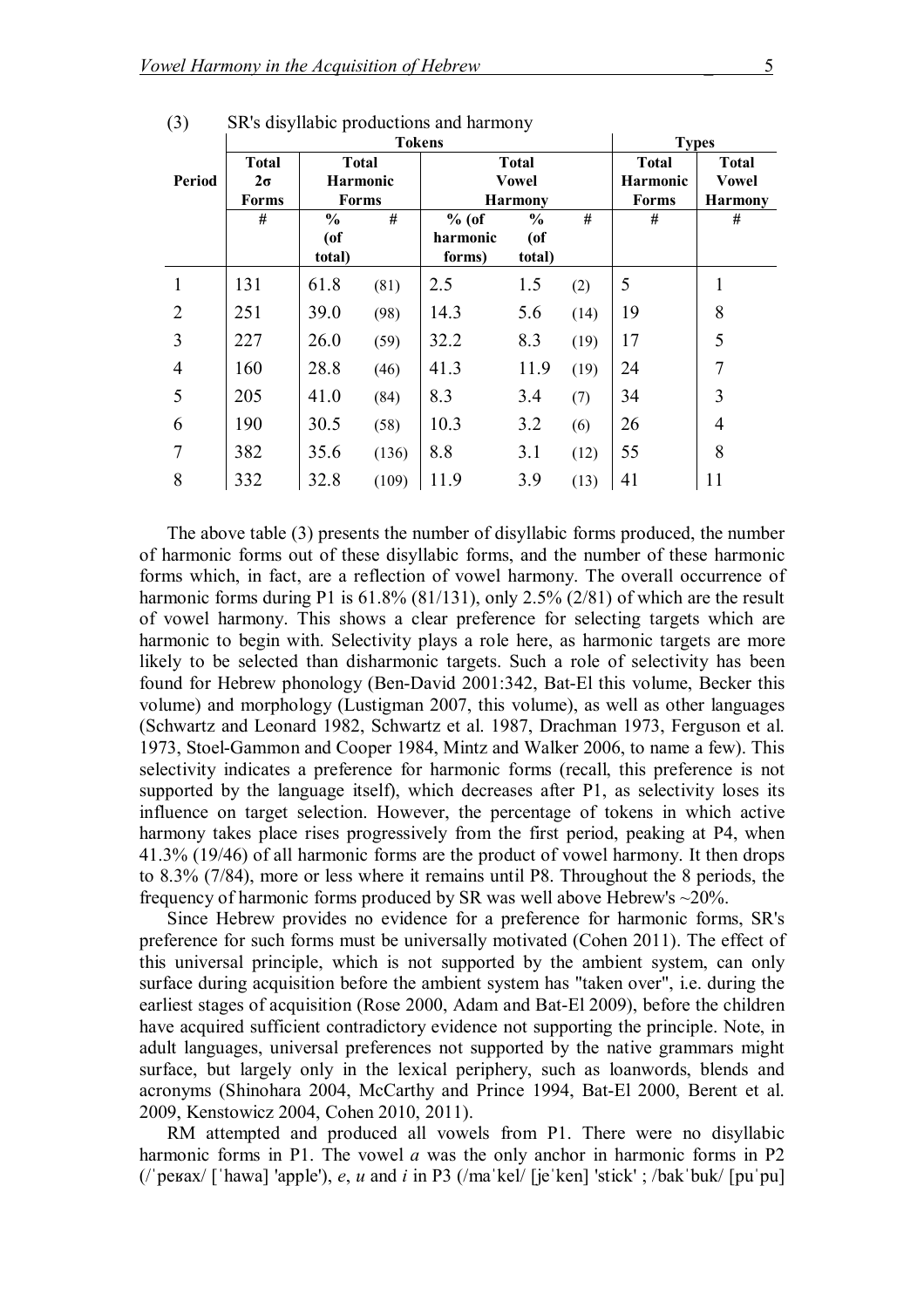(3) SR's disyllabic productions and harmony

| | Tokens | | | | | | Types | |
|---|---|---|---|---|---|---|---|---|
| Period | Total 2σ Forms | Total Harmonic Forms | | Total Vowel Harmony | | | Total Harmonic Forms | Total Vowel Harmony |
| | # | % (of total) | # | % (of harmonic forms) | % (of total) | # | # | # |
| 1 | 131 | 61.8 | (81) | 2.5 | 1.5 | (2) | 5 | 1 |
| 2 | 251 | 39.0 | (98) | 14.3 | 5.6 | (14) | 19 | 8 |
| 3 | 227 | 26.0 | (59) | 32.2 | 8.3 | (19) | 17 | 5 |
| 4 | 160 | 28.8 | (46) | 41.3 | 11.9 | (19) | 24 | 7 |
| 5 | 205 | 41.0 | (84) | 8.3 | 3.4 | (7) | 34 | 3 |
| 6 | 190 | 30.5 | (58) | 10.3 | 3.2 | (6) | 26 | 4 |
| 7 | 382 | 35.6 | (136) | 8.8 | 3.1 | (12) | 55 | 8 |
| 8 | 332 | 32.8 | (109) | 11.9 | 3.9 | (13) | 41 | 11 |

The above table (3) presents the number of disyllabic forms produced, the number of harmonic forms out of these disyllabic forms, and the number of these harmonic forms which, in fact, are a reflection of vowel harmony. The overall occurrence of harmonic forms during P1 is 61.8% (81/131), only 2.5% (2/81) of which are the result of vowel harmony. This shows a clear preference for selecting targets which are harmonic to begin with. Selectivity plays a role here, as harmonic targets are more likely to be selected than disharmonic targets. Such a role of selectivity has been found for Hebrew phonology (Ben-David 2001:342, Bat-El this volume, Becker this volume) and morphology (Lustigman 2007, this volume), as well as other languages (Schwartz and Leonard 1982, Schwartz et al. 1987, Drachman 1973, Ferguson et al. 1973, Stoel-Gammon and Cooper 1984, Mintz and Walker 2006, to name a few). This selectivity indicates a preference for harmonic forms (recall, this preference is not supported by the language itself), which decreases after P1, as selectivity loses its influence on target selection. However, the percentage of tokens in which active harmony takes place rises progressively from the first period, peaking at P4, when 41.3% (19/46) of all harmonic forms are the product of vowel harmony. It then drops to 8.3% (7/84), more or less where it remains until P8. Throughout the 8 periods, the frequency of harmonic forms produced by SR was well above Hebrew's ~20%.

Since Hebrew provides no evidence for a preference for harmonic forms, SR's preference for such forms must be universally motivated (Cohen 2011). The effect of this universal principle, which is not supported by the ambient system, can only surface during acquisition before the ambient system has "taken over", i.e. during the earliest stages of acquisition (Rose 2000, Adam and Bat-El 2009), before the children have acquired sufficient contradictory evidence not supporting the principle. Note, in adult languages, universal preferences not supported by the native grammars might surface, but largely only in the lexical periphery, such as loanwords, blends and acronyms (Shinohara 2004, McCarthy and Prince 1994, Bat-El 2000, Berent et al. 2009, Kenstowicz 2004, Cohen 2010, 2011).

RM attempted and produced all vowels from P1. There were no disyllabic harmonic forms in P1. The vowel *a* was the only anchor in harmonic forms in P2 (/ˈpeʁax/ [ˈhawa] 'apple'), *e*, *u* and *i* in P3 (/maˈkel/ [jeˈken] 'stick' ; /bakˈbuk/ [puˈpu]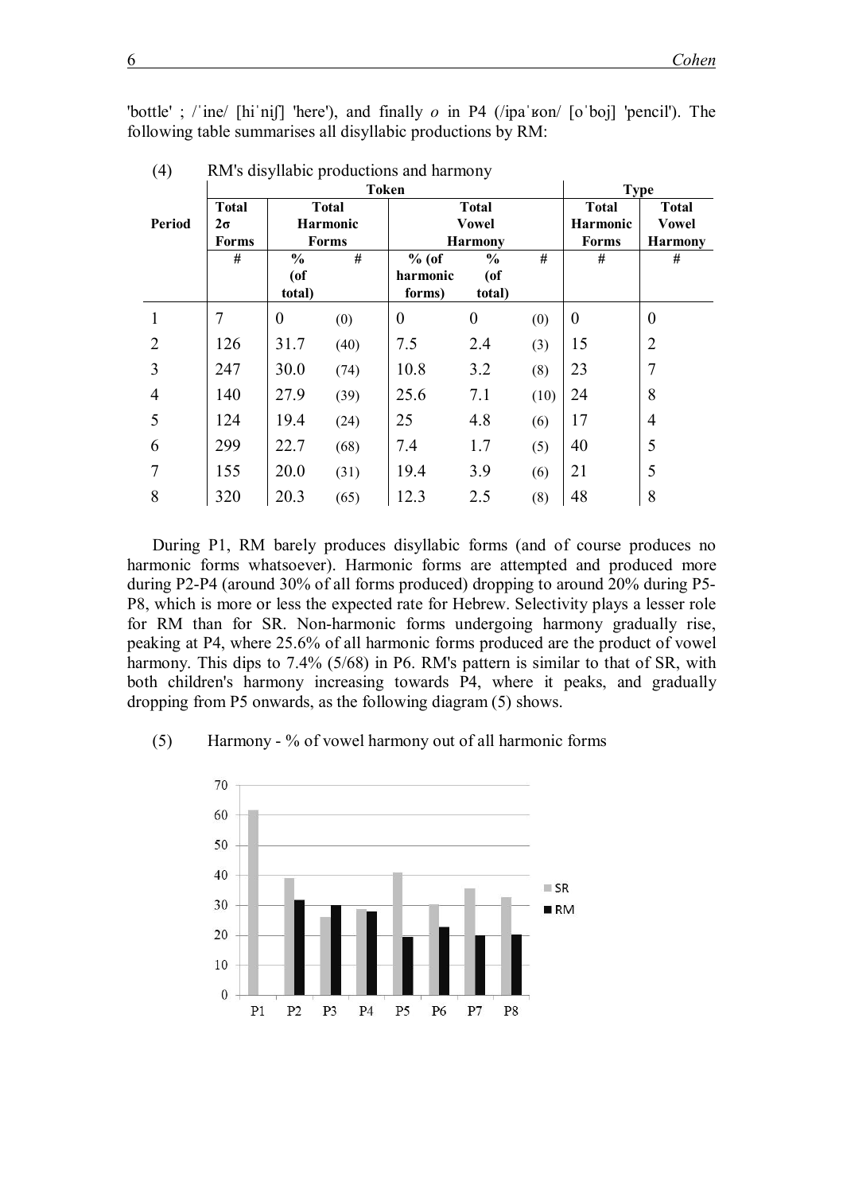'bottle' ; /ˈine/ [hiˈniʃ] 'here'), and finally *o* in P4 (/ipaˈʁon/ [oˈboj] 'pencil'). The following table summarises all disyllabic productions by RM:

(4) RM's disyllabic productions and harmony

| | Token | | | | | | Type | |
|---|---|---|---|---|---|---|---|---|
| **Period** | **Total 2σ Forms** | **Total Harmonic Forms** | | **Total Vowel Harmony** | | | **Total Harmonic Forms** | **Total Vowel Harmony** |
| | **#** | **% (of total)** | **#** | **% (of harmonic forms)** | **% (of total)** | **#** | **#** | **#** |
| 1 | 7 | 0 | (0) | 0 | 0 | (0) | 0 | 0 |
| 2 | 126 | 31.7 | (40) | 7.5 | 2.4 | (3) | 15 | 2 |
| 3 | 247 | 30.0 | (74) | 10.8 | 3.2 | (8) | 23 | 7 |
| 4 | 140 | 27.9 | (39) | 25.6 | 7.1 | (10) | 24 | 8 |
| 5 | 124 | 19.4 | (24) | 25 | 4.8 | (6) | 17 | 4 |
| 6 | 299 | 22.7 | (68) | 7.4 | 1.7 | (5) | 40 | 5 |
| 7 | 155 | 20.0 | (31) | 19.4 | 3.9 | (6) | 21 | 5 |
| 8 | 320 | 20.3 | (65) | 12.3 | 2.5 | (8) | 48 | 8 |

During P1, RM barely produces disyllabic forms (and of course produces no harmonic forms whatsoever). Harmonic forms are attempted and produced more during P2-P4 (around 30% of all forms produced) dropping to around 20% during P5-P8, which is more or less the expected rate for Hebrew. Selectivity plays a lesser role for RM than for SR. Non-harmonic forms undergoing harmony gradually rise, peaking at P4, where 25.6% of all harmonic forms produced are the product of vowel harmony. This dips to 7.4% (5/68) in P6. RM's pattern is similar to that of SR, with both children's harmony increasing towards P4, where it peaks, and gradually dropping from P5 onwards, as the following diagram (5) shows.

(5) Harmony - % of vowel harmony out of all harmonic forms

| | P1 | P2 | P3 | P4 | P5 | P6 | P7 | P8 |
|---|---|---|---|---|---|---|---|---|
| SR | 62 | 39 | 26 | 29 | 41 | 30 | 36 | 33 |
| RM | 0 | 32 | 30 | 28 | 19 | 23 | 20 | 20 |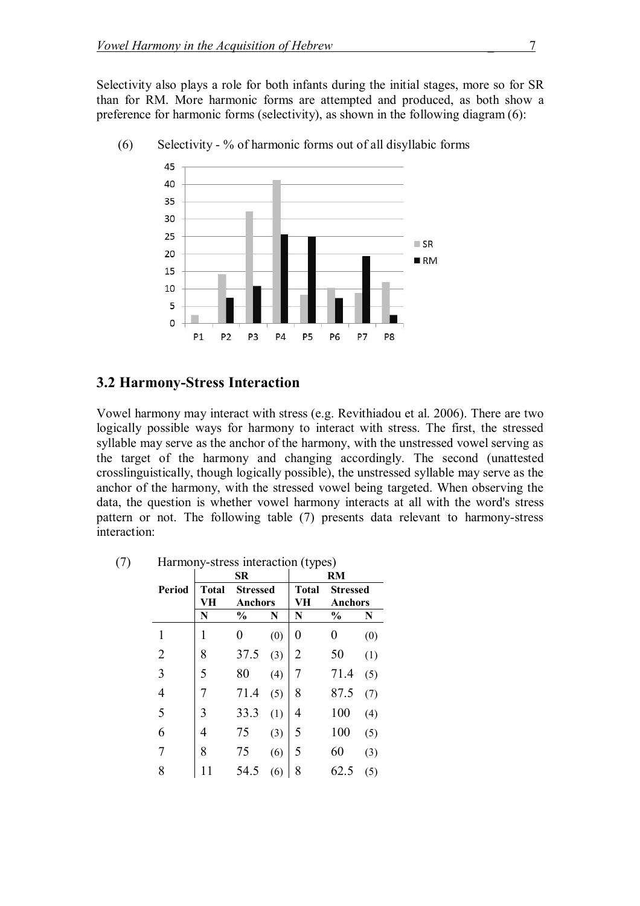Selectivity also plays a role for both infants during the initial stages, more so for SR than for RM. More harmonic forms are attempted and produced, as both show a preference for harmonic forms (selectivity), as shown in the following diagram (6):

(6) Selectivity - % of harmonic forms out of all disyllabic forms

## 3.2 Harmony-Stress Interaction

Vowel harmony may interact with stress (e.g. Revithiadou et al. 2006). There are two logically possible ways for harmony to interact with stress. The first, the stressed syllable may serve as the anchor of the harmony, with the unstressed vowel serving as the target of the harmony and changing accordingly. The second (unattested crosslinguistically, though logically possible), the unstressed syllable may serve as the anchor of the harmony, with the stressed vowel being targeted. When observing the data, the question is whether vowel harmony interacts at all with the word's stress pattern or not. The following table (7) presents data relevant to harmony-stress interaction:

(7) Harmony-stress interaction (types)

| | SR | | | RM | | |
|---|---|---|---|---|---|---|
| **Period** | **Total VH** | **Stressed Anchors** | | **Total VH** | **Stressed Anchors** | |
| | **N** | **%** | **N** | **N** | **%** | **N** |
| 1 | 1 | 0 | (0) | 0 | 0 | (0) |
| 2 | 8 | 37.5 | (3) | 2 | 50 | (1) |
| 3 | 5 | 80 | (4) | 7 | 71.4 | (5) |
| 4 | 7 | 71.4 | (5) | 8 | 87.5 | (7) |
| 5 | 3 | 33.3 | (1) | 4 | 100 | (4) |
| 6 | 4 | 75 | (3) | 5 | 100 | (5) |
| 7 | 8 | 75 | (6) | 5 | 60 | (3) |
| 8 | 11 | 54.5 | (6) | 8 | 62.5 | (5) |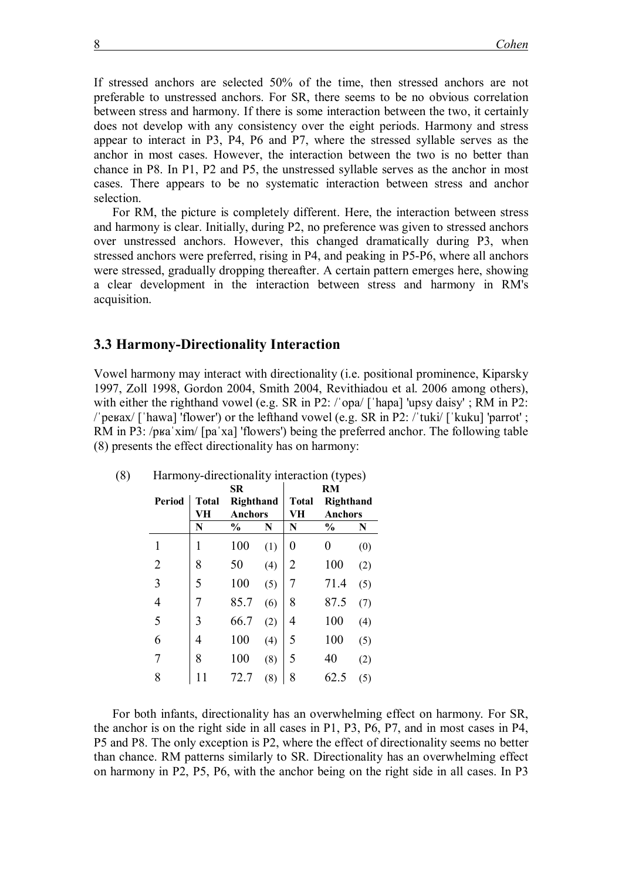If stressed anchors are selected 50% of the time, then stressed anchors are not preferable to unstressed anchors. For SR, there seems to be no obvious correlation between stress and harmony. If there is some interaction between the two, it certainly does not develop with any consistency over the eight periods. Harmony and stress appear to interact in P3, P4, P6 and P7, where the stressed syllable serves as the anchor in most cases. However, the interaction between the two is no better than chance in P8. In P1, P2 and P5, the unstressed syllable serves as the anchor in most cases. There appears to be no systematic interaction between stress and anchor selection.

For RM, the picture is completely different. Here, the interaction between stress and harmony is clear. Initially, during P2, no preference was given to stressed anchors over unstressed anchors. However, this changed dramatically during P3, when stressed anchors were preferred, rising in P4, and peaking in P5-P6, where all anchors were stressed, gradually dropping thereafter. A certain pattern emerges here, showing a clear development in the interaction between stress and harmony in RM's acquisition.

### 3.3 Harmony-Directionality Interaction

Vowel harmony may interact with directionality (i.e. positional prominence, Kiparsky 1997, Zoll 1998, Gordon 2004, Smith 2004, Revithiadou et al. 2006 among others), with either the righthand vowel (e.g. SR in P2: /ˈopa/ [ˈhapa] 'upsy daisy' ; RM in P2: /ˈpeʁax/ [ˈhawa] 'flower') or the lefthand vowel (e.g. SR in P2: /ˈtuki/ [ˈkuku] 'parrot' ; RM in P3: /pʁaˈxim/ [paˈxa] 'flowers') being the preferred anchor. The following table (8) presents the effect directionality has on harmony:

(8) Harmony-directionality interaction (types)

| Period | SR | | | RM | | |
|---|---|---|---|---|---|---|
| | Total VH | Righthand Anchors | | Total VH | Righthand Anchors | |
| | N | % | N | N | % | N |
| 1 | 1 | 100 | (1) | 0 | 0 | (0) |
| 2 | 8 | 50 | (4) | 2 | 100 | (2) |
| 3 | 5 | 100 | (5) | 7 | 71.4 | (5) |
| 4 | 7 | 85.7 | (6) | 8 | 87.5 | (7) |
| 5 | 3 | 66.7 | (2) | 4 | 100 | (4) |
| 6 | 4 | 100 | (4) | 5 | 100 | (5) |
| 7 | 8 | 100 | (8) | 5 | 40 | (2) |
| 8 | 11 | 72.7 | (8) | 8 | 62.5 | (5) |

For both infants, directionality has an overwhelming effect on harmony. For SR, the anchor is on the right side in all cases in P1, P3, P6, P7, and in most cases in P4, P5 and P8. The only exception is P2, where the effect of directionality seems no better than chance. RM patterns similarly to SR. Directionality has an overwhelming effect on harmony in P2, P5, P6, with the anchor being on the right side in all cases. In P3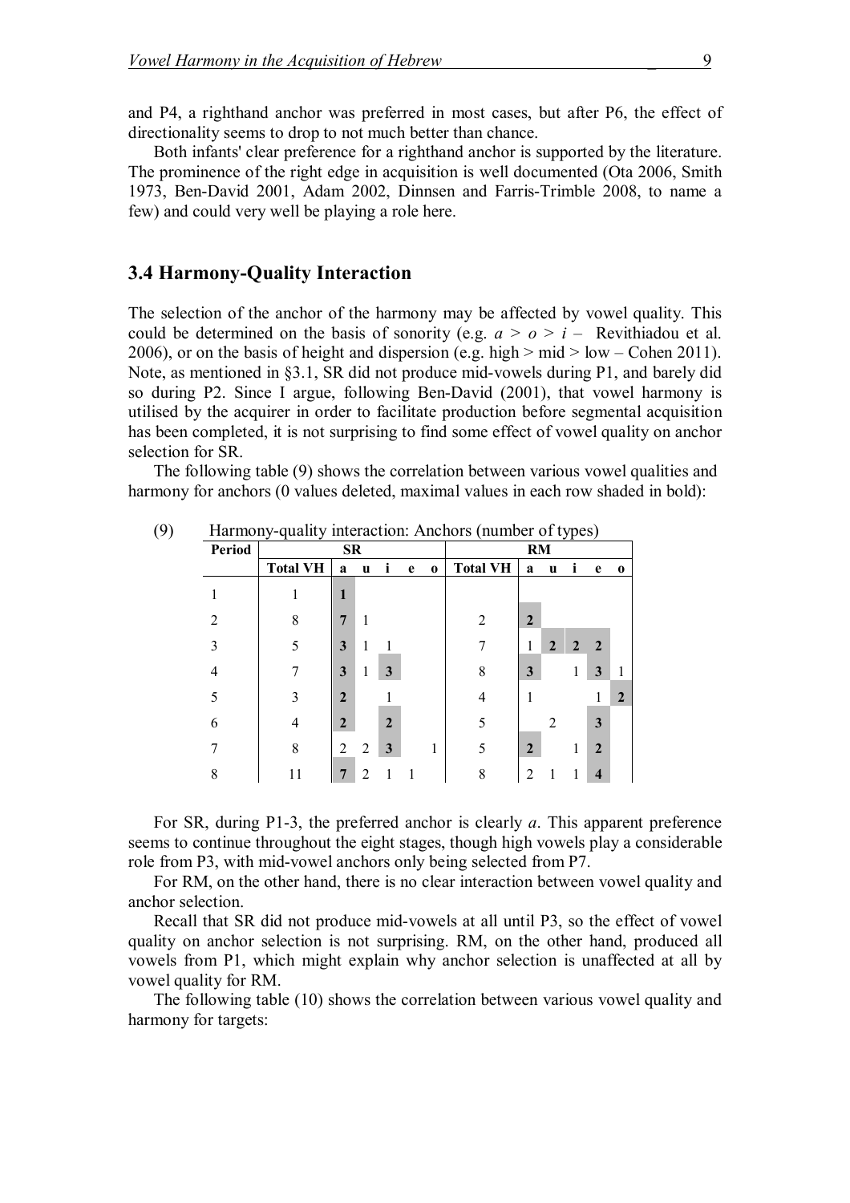and P4, a righthand anchor was preferred in most cases, but after P6, the effect of directionality seems to drop to not much better than chance.

Both infants' clear preference for a righthand anchor is supported by the literature. The prominence of the right edge in acquisition is well documented (Ota 2006, Smith 1973, Ben-David 2001, Adam 2002, Dinnsen and Farris-Trimble 2008, to name a few) and could very well be playing a role here.

## 3.4 Harmony-Quality Interaction

The selection of the anchor of the harmony may be affected by vowel quality. This could be determined on the basis of sonority (e.g. *a* > *o* > *i* – Revithiadou et al. 2006), or on the basis of height and dispersion (e.g. high > mid > low – Cohen 2011). Note, as mentioned in §3.1, SR did not produce mid-vowels during P1, and barely did so during P2. Since I argue, following Ben-David (2001), that vowel harmony is utilised by the acquirer in order to facilitate production before segmental acquisition has been completed, it is not surprising to find some effect of vowel quality on anchor selection for SR.

The following table (9) shows the correlation between various vowel qualities and harmony for anchors (0 values deleted, maximal values in each row shaded in bold):

(9) Harmony-quality interaction: Anchors (number of types)

| Period | SR | | | | | | RM | | | | | |
|---|---|---|---|---|---|---|---|---|---|---|---|---|
| | **Total VH** | **a** | **u** | **i** | **e** | **o** | **Total VH** | **a** | **u** | **i** | **e** | **o** |
| 1 | 1 | **1** | | | | | | | | | | |
| 2 | 8 | **7** | 1 | | | | 2 | **2** | | | | |
| 3 | 5 | **3** | 1 | 1 | | | 7 | 1 | **2** | **2** | **2** | |
| 4 | 7 | **3** | 1 | **3** | | | 8 | **3** | | 1 | **3** | 1 |
| 5 | 3 | **2** | | 1 | | | 4 | 1 | | | 1 | **2** |
| 6 | 4 | **2** | | **2** | | | 5 | | 2 | | **3** | |
| 7 | 8 | 2 | 2 | **3** | | 1 | 5 | **2** | | 1 | **2** | |
| 8 | 11 | **7** | 2 | 1 | 1 | | 8 | 2 | 1 | 1 | **4** | |

For SR, during P1-3, the preferred anchor is clearly *a*. This apparent preference seems to continue throughout the eight stages, though high vowels play a considerable role from P3, with mid-vowel anchors only being selected from P7.

For RM, on the other hand, there is no clear interaction between vowel quality and anchor selection.

Recall that SR did not produce mid-vowels at all until P3, so the effect of vowel quality on anchor selection is not surprising. RM, on the other hand, produced all vowels from P1, which might explain why anchor selection is unaffected at all by vowel quality for RM.

The following table (10) shows the correlation between various vowel quality and harmony for targets: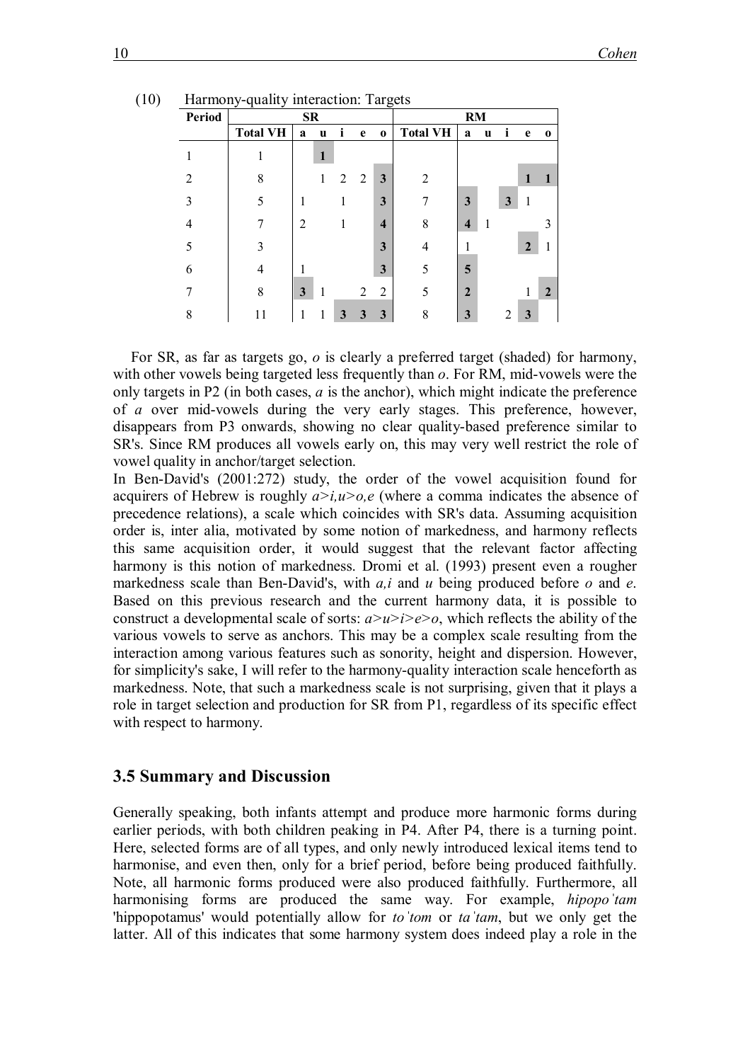(10) Harmony-quality interaction: Targets

| Period | SR | | | | | | RM | | | | | |
|---|---|---|---|---|---|---|---|---|---|---|---|---|
| | **Total VH** | **a** | **u** | **i** | **e** | **o** | **Total VH** | **a** | **u** | **i** | **e** | **o** |
| 1 | 1 | | **1** | | | | | | | | | |
| 2 | 8 | | 1 | 2 | 2 | **3** | 2 | | | | **1** | **1** |
| 3 | 5 | 1 | | 1 | | **3** | 7 | **3** | | **3** | 1 | |
| 4 | 7 | 2 | | 1 | | **4** | 8 | **4** | 1 | | | 3 |
| 5 | 3 | | | | | **3** | 4 | 1 | | | **2** | 1 |
| 6 | 4 | 1 | | | | **3** | 5 | **5** | | | | |
| 7 | 8 | **3** | 1 | | 2 | 2 | 5 | **2** | | | 1 | **2** |
| 8 | 11 | 1 | 1 | **3** | **3** | **3** | 8 | **3** | | 2 | **3** | |

For SR, as far as targets go, *o* is clearly a preferred target (shaded) for harmony, with other vowels being targeted less frequently than *o*. For RM, mid-vowels were the only targets in P2 (in both cases, *a* is the anchor), which might indicate the preference of *a* over mid-vowels during the very early stages. This preference, however, disappears from P3 onwards, showing no clear quality-based preference similar to SR's. Since RM produces all vowels early on, this may very well restrict the role of vowel quality in anchor/target selection.

In Ben-David's (2001:272) study, the order of the vowel acquisition found for acquirers of Hebrew is roughly *a>i,u>o,e* (where a comma indicates the absence of precedence relations), a scale which coincides with SR's data. Assuming acquisition order is, inter alia, motivated by some notion of markedness, and harmony reflects this same acquisition order, it would suggest that the relevant factor affecting harmony is this notion of markedness. Dromi et al. (1993) present even a rougher markedness scale than Ben-David's, with *a,i* and *u* being produced before *o* and *e*. Based on this previous research and the current harmony data, it is possible to construct a developmental scale of sorts: *a>u>i>e>o*, which reflects the ability of the various vowels to serve as anchors. This may be a complex scale resulting from the interaction among various features such as sonority, height and dispersion. However, for simplicity's sake, I will refer to the harmony-quality interaction scale henceforth as markedness. Note, that such a markedness scale is not surprising, given that it plays a role in target selection and production for SR from P1, regardless of its specific effect with respect to harmony.

## 3.5 Summary and Discussion

Generally speaking, both infants attempt and produce more harmonic forms during earlier periods, with both children peaking in P4. After P4, there is a turning point. Here, selected forms are of all types, and only newly introduced lexical items tend to harmonise, and even then, only for a brief period, before being produced faithfully. Note, all harmonic forms produced were also produced faithfully. Furthermore, all harmonising forms are produced the same way. For example, *hipopo'tam* 'hippopotamus' would potentially allow for *to'tom* or *ta'tam*, but we only get the latter. All of this indicates that some harmony system does indeed play a role in the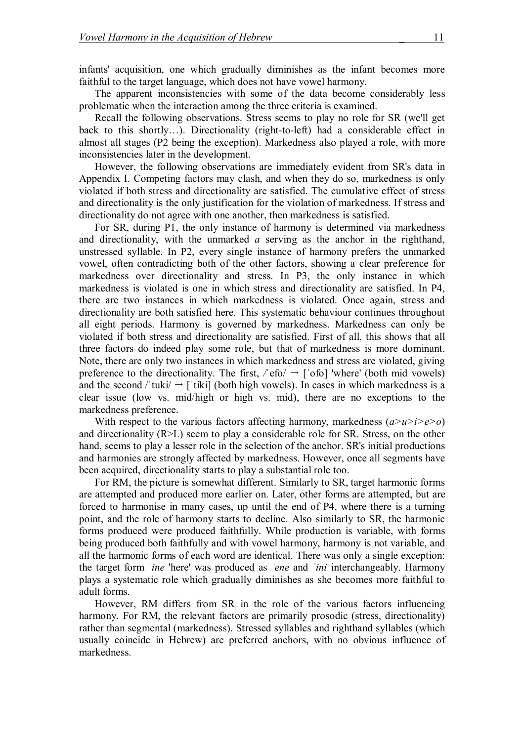infants' acquisition, one which gradually diminishes as the infant becomes more faithful to the target language, which does not have vowel harmony.

The apparent inconsistencies with some of the data become considerably less problematic when the interaction among the three criteria is examined.

Recall the following observations. Stress seems to play no role for SR (we'll get back to this shortly…). Directionality (right-to-left) had a considerable effect in almost all stages (P2 being the exception). Markedness also played a role, with more inconsistencies later in the development.

However, the following observations are immediately evident from SR's data in Appendix I. Competing factors may clash, and when they do so, markedness is only violated if both stress and directionality are satisfied. The cumulative effect of stress and directionality is the only justification for the violation of markedness. If stress and directionality do not agree with one another, then markedness is satisfied.

For SR, during P1, the only instance of harmony is determined via markedness and directionality, with the unmarked *a* serving as the anchor in the righthand, unstressed syllable. In P2, every single instance of harmony prefers the unmarked vowel, often contradicting both of the other factors, showing a clear preference for markedness over directionality and stress. In P3, the only instance in which markedness is violated is one in which stress and directionality are satisfied. In P4, there are two instances in which markedness is violated. Once again, stress and directionality are both satisfied here. This systematic behaviour continues throughout all eight periods. Harmony is governed by markedness. Markedness can only be violated if both stress and directionality are satisfied. First of all, this shows that all three factors do indeed play some role, but that of markedness is more dominant. Note, there are only two instances in which markedness and stress are violated, giving preference to the directionality. The first, /ˈefo/ → [ˈofo] 'where' (both mid vowels) and the second /ˈtuki/ → [ˈtiki] (both high vowels). In cases in which markedness is a clear issue (low vs. mid/high or high vs. mid), there are no exceptions to the markedness preference.

With respect to the various factors affecting harmony, markedness (*a*>*u*>*i*>*e*>*o*) and directionality (R>L) seem to play a considerable role for SR. Stress, on the other hand, seems to play a lesser role in the selection of the anchor. SR's initial productions and harmonies are strongly affected by markedness. However, once all segments have been acquired, directionality starts to play a substantial role too.

For RM, the picture is somewhat different. Similarly to SR, target harmonic forms are attempted and produced more earlier on. Later, other forms are attempted, but are forced to harmonise in many cases, up until the end of P4, where there is a turning point, and the role of harmony starts to decline. Also similarly to SR, the harmonic forms produced were produced faithfully. While production is variable, with forms being produced both faithfully and with vowel harmony, harmony is not variable, and all the harmonic forms of each word are identical. There was only a single exception: the target form *ˈine* 'here' was produced as *ˈene* and *ˈini* interchangeably. Harmony plays a systematic role which gradually diminishes as she becomes more faithful to adult forms.

However, RM differs from SR in the role of the various factors influencing harmony. For RM, the relevant factors are primarily prosodic (stress, directionality) rather than segmental (markedness). Stressed syllables and righthand syllables (which usually coincide in Hebrew) are preferred anchors, with no obvious influence of markedness.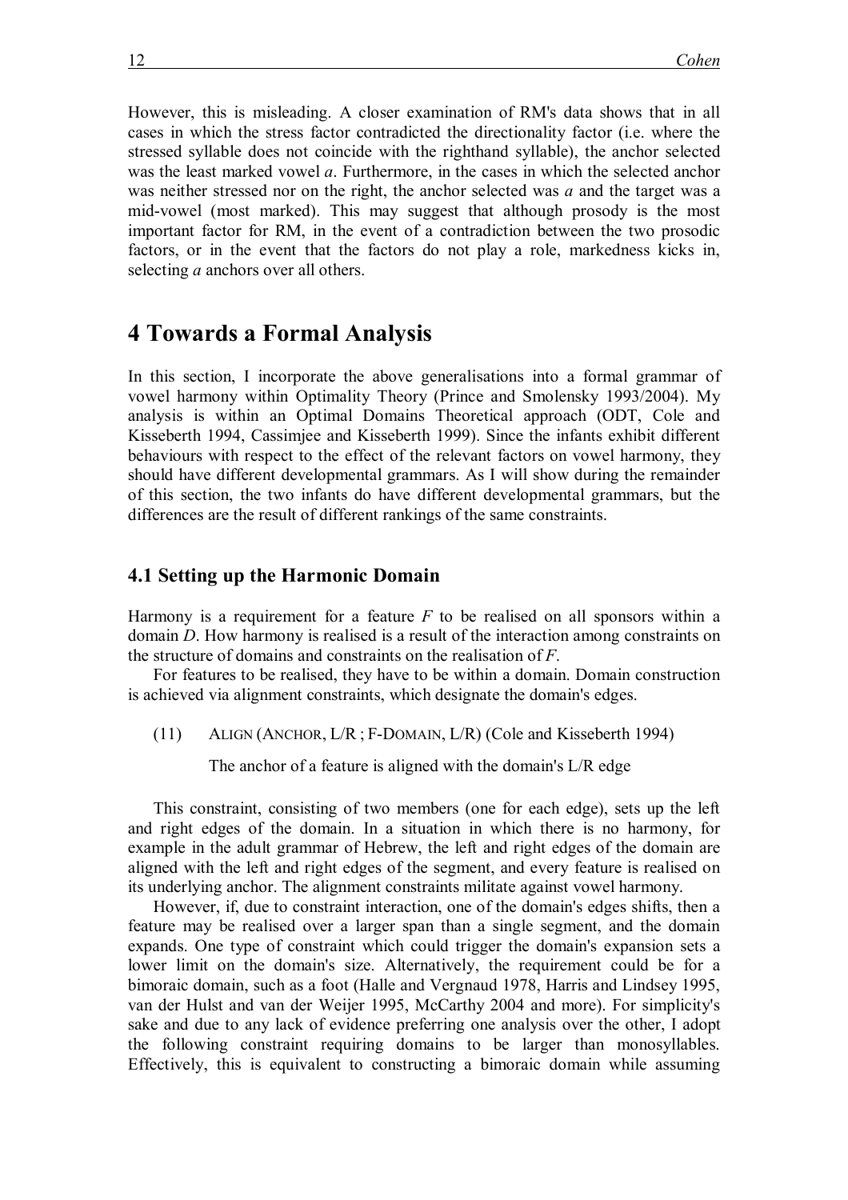However, this is misleading. A closer examination of RM's data shows that in all cases in which the stress factor contradicted the directionality factor (i.e. where the stressed syllable does not coincide with the righthand syllable), the anchor selected was the least marked vowel *a*. Furthermore, in the cases in which the selected anchor was neither stressed nor on the right, the anchor selected was *a* and the target was a mid-vowel (most marked). This may suggest that although prosody is the most important factor for RM, in the event of a contradiction between the two prosodic factors, or in the event that the factors do not play a role, markedness kicks in, selecting *a* anchors over all others.

# 4 Towards a Formal Analysis

In this section, I incorporate the above generalisations into a formal grammar of vowel harmony within Optimality Theory (Prince and Smolensky 1993/2004). My analysis is within an Optimal Domains Theoretical approach (ODT, Cole and Kisseberth 1994, Cassimjee and Kisseberth 1999). Since the infants exhibit different behaviours with respect to the effect of the relevant factors on vowel harmony, they should have different developmental grammars. As I will show during the remainder of this section, the two infants do have different developmental grammars, but the differences are the result of different rankings of the same constraints.

## 4.1 Setting up the Harmonic Domain

Harmony is a requirement for a feature *F* to be realised on all sponsors within a domain *D*. How harmony is realised is a result of the interaction among constraints on the structure of domains and constraints on the realisation of *F*.

For features to be realised, they have to be within a domain. Domain construction is achieved via alignment constraints, which designate the domain's edges.

(11) ALIGN (ANCHOR, L/R ; F-DOMAIN, L/R) (Cole and Kisseberth 1994)

The anchor of a feature is aligned with the domain's L/R edge

This constraint, consisting of two members (one for each edge), sets up the left and right edges of the domain. In a situation in which there is no harmony, for example in the adult grammar of Hebrew, the left and right edges of the domain are aligned with the left and right edges of the segment, and every feature is realised on its underlying anchor. The alignment constraints militate against vowel harmony.

However, if, due to constraint interaction, one of the domain's edges shifts, then a feature may be realised over a larger span than a single segment, and the domain expands. One type of constraint which could trigger the domain's expansion sets a lower limit on the domain's size. Alternatively, the requirement could be for a bimoraic domain, such as a foot (Halle and Vergnaud 1978, Harris and Lindsey 1995, van der Hulst and van der Weijer 1995, McCarthy 2004 and more). For simplicity's sake and due to any lack of evidence preferring one analysis over the other, I adopt the following constraint requiring domains to be larger than monosyllables. Effectively, this is equivalent to constructing a bimoraic domain while assuming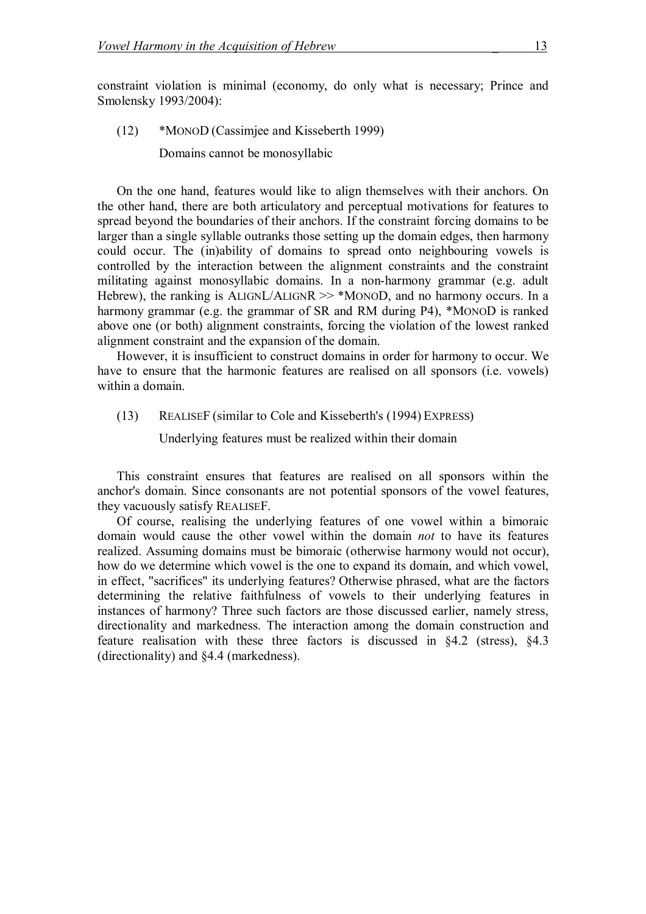constraint violation is minimal (economy, do only what is necessary; Prince and Smolensky 1993/2004):

(12) *MONOD (Cassimjee and Kisseberth 1999)

Domains cannot be monosyllabic

On the one hand, features would like to align themselves with their anchors. On the other hand, there are both articulatory and perceptual motivations for features to spread beyond the boundaries of their anchors. If the constraint forcing domains to be larger than a single syllable outranks those setting up the domain edges, then harmony could occur. The (in)ability of domains to spread onto neighbouring vowels is controlled by the interaction between the alignment constraints and the constraint militating against monosyllabic domains. In a non-harmony grammar (e.g. adult Hebrew), the ranking is ALIGNL/ALIGNR >> *MONOD, and no harmony occurs. In a harmony grammar (e.g. the grammar of SR and RM during P4), *MONOD is ranked above one (or both) alignment constraints, forcing the violation of the lowest ranked alignment constraint and the expansion of the domain.

However, it is insufficient to construct domains in order for harmony to occur. We have to ensure that the harmonic features are realised on all sponsors (i.e. vowels) within a domain.

(13) REALISEF (similar to Cole and Kisseberth's (1994) EXPRESS)

Underlying features must be realized within their domain

This constraint ensures that features are realised on all sponsors within the anchor's domain. Since consonants are not potential sponsors of the vowel features, they vacuously satisfy REALISEF.

Of course, realising the underlying features of one vowel within a bimoraic domain would cause the other vowel within the domain *not* to have its features realized. Assuming domains must be bimoraic (otherwise harmony would not occur), how do we determine which vowel is the one to expand its domain, and which vowel, in effect, "sacrifices" its underlying features? Otherwise phrased, what are the factors determining the relative faithfulness of vowels to their underlying features in instances of harmony? Three such factors are those discussed earlier, namely stress, directionality and markedness. The interaction among the domain construction and feature realisation with these three factors is discussed in §4.2 (stress), §4.3 (directionality) and §4.4 (markedness).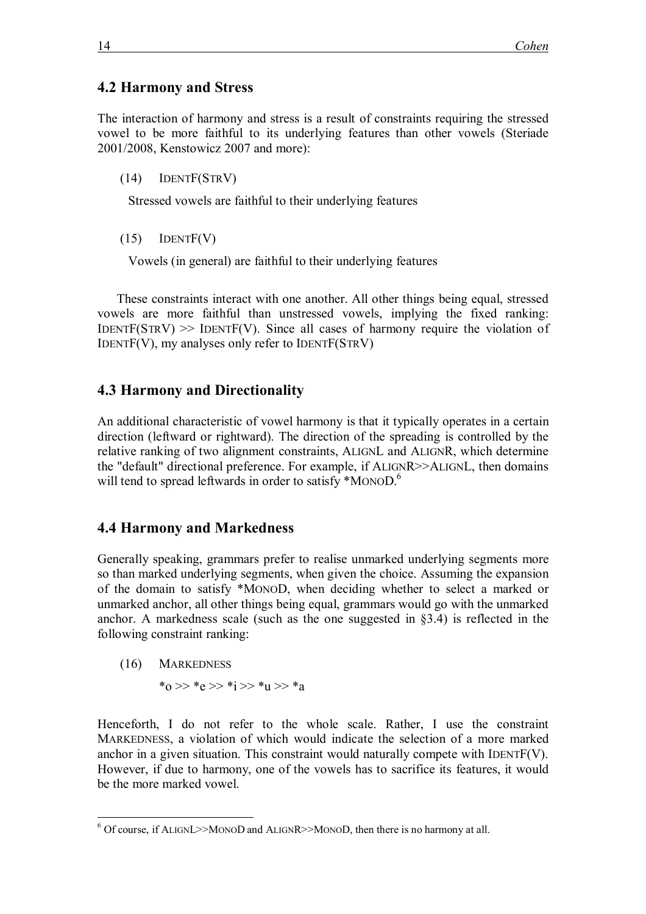## 4.2 Harmony and Stress

The interaction of harmony and stress is a result of constraints requiring the stressed vowel to be more faithful to its underlying features than other vowels (Steriade 2001/2008, Kenstowicz 2007 and more):

(14) IDENTF(STRV)

Stressed vowels are faithful to their underlying features

(15) IDENTF(V)

Vowels (in general) are faithful to their underlying features

These constraints interact with one another. All other things being equal, stressed vowels are more faithful than unstressed vowels, implying the fixed ranking: IDENTF(STRV) >> IDENTF(V). Since all cases of harmony require the violation of IDENTF(V), my analyses only refer to IDENTF(STRV)

## 4.3 Harmony and Directionality

An additional characteristic of vowel harmony is that it typically operates in a certain direction (leftward or rightward). The direction of the spreading is controlled by the relative ranking of two alignment constraints, ALIGNL and ALIGNR, which determine the "default" directional preference. For example, if ALIGNR>>ALIGNL, then domains will tend to spread leftwards in order to satisfy *MONOD.[6]

## 4.4 Harmony and Markedness

Generally speaking, grammars prefer to realise unmarked underlying segments more so than marked underlying segments, when given the choice. Assuming the expansion of the domain to satisfy *MONOD, when deciding whether to select a marked or unmarked anchor, all other things being equal, grammars would go with the unmarked anchor. A markedness scale (such as the one suggested in §3.4) is reflected in the following constraint ranking:

(16) MARKEDNESS

*o >> *e >> *i >> *u >> *a

Henceforth, I do not refer to the whole scale. Rather, I use the constraint MARKEDNESS, a violation of which would indicate the selection of a more marked anchor in a given situation. This constraint would naturally compete with IDENTF(V). However, if due to harmony, one of the vowels has to sacrifice its features, it would be the more marked vowel.

---

[6] Of course, if ALIGNL>>MONOD and ALIGNR>>MONOD, then there is no harmony at all.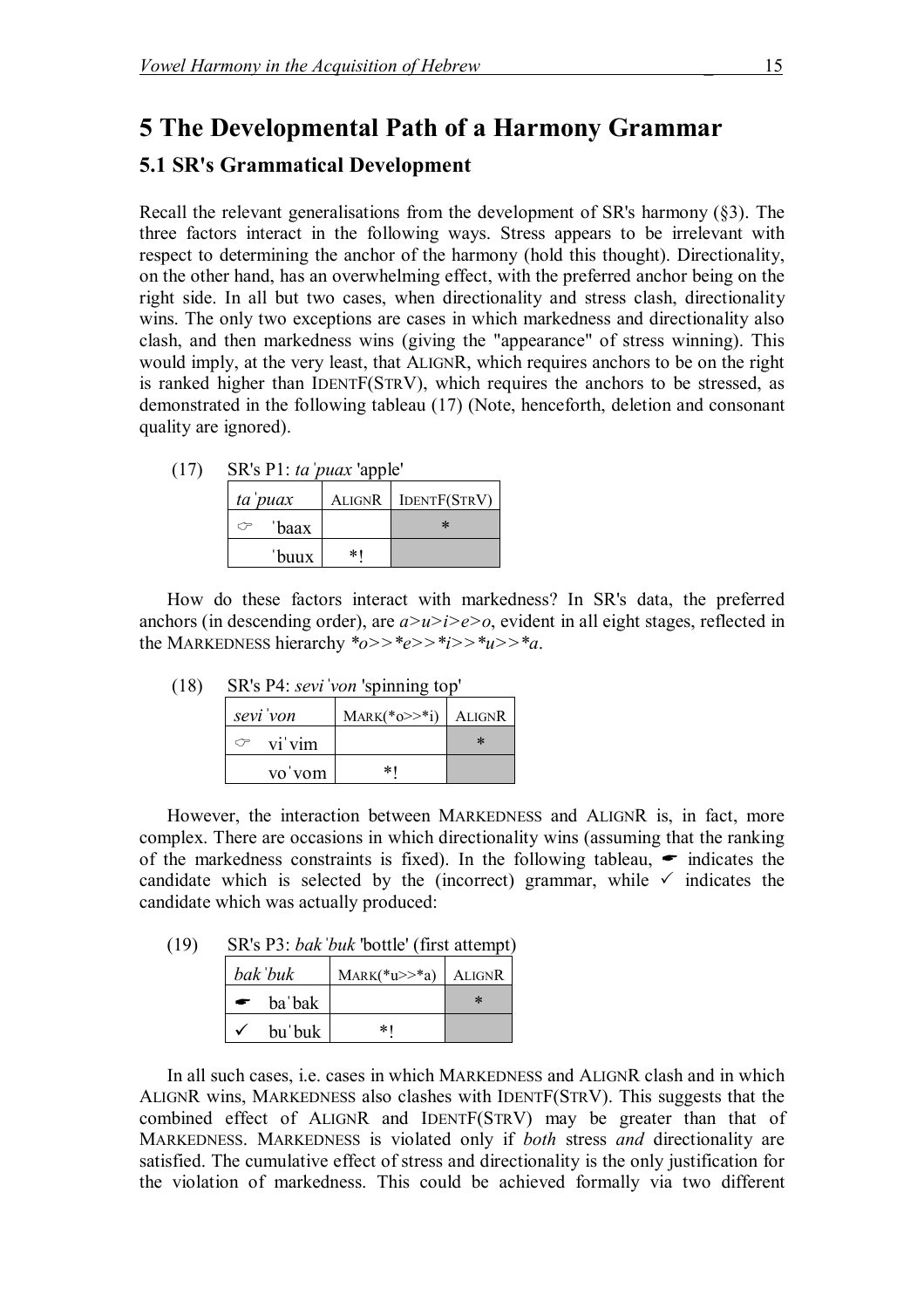# 5 The Developmental Path of a Harmony Grammar

## 5.1 SR's Grammatical Development

Recall the relevant generalisations from the development of SR's harmony (§3). The three factors interact in the following ways. Stress appears to be irrelevant with respect to determining the anchor of the harmony (hold this thought). Directionality, on the other hand, has an overwhelming effect, with the preferred anchor being on the right side. In all but two cases, when directionality and stress clash, directionality wins. The only two exceptions are cases in which markedness and directionality also clash, and then markedness wins (giving the "appearance" of stress winning). This would imply, at the very least, that ALIGNR, which requires anchors to be on the right is ranked higher than IDENTF(STRV), which requires the anchors to be stressed, as demonstrated in the following tableau (17) (Note, henceforth, deletion and consonant quality are ignored).

(17) SR's P1: *taˈpuax* 'apple'

| *taˈpuax* | ALIGNR | IDENTF(STRV) |
|---|---|---|
| ☞ ˈbaax | | * |
| ˈbuux | *! | |

How do these factors interact with markedness? In SR's data, the preferred anchors (in descending order), are *a>u>i>e>o*, evident in all eight stages, reflected in the MARKEDNESS hierarchy *\*o>>\*e>>\*i>>\*u>>\*a*.

(18) SR's P4: *seviˈvon* 'spinning top'

| *seviˈvon* | MARK(*o>>*i) | ALIGNR |
|---|---|---|
| ☞ viˈvim | | * |
| voˈvom | *! | |

However, the interaction between MARKEDNESS and ALIGNR is, in fact, more complex. There are occasions in which directionality wins (assuming that the ranking of the markedness constraints is fixed). In the following tableau, ☚ indicates the candidate which is selected by the (incorrect) grammar, while ✓ indicates the candidate which was actually produced:

(19) SR's P3: *bakˈbuk* 'bottle' (first attempt)

| *bakˈbuk* | MARK(*u>>*a) | ALIGNR |
|---|---|---|
| ☚ baˈbak | | * |
| ✓ buˈbuk | *! | |

In all such cases, i.e. cases in which MARKEDNESS and ALIGNR clash and in which ALIGNR wins, MARKEDNESS also clashes with IDENTF(STRV). This suggests that the combined effect of ALIGNR and IDENTF(STRV) may be greater than that of MARKEDNESS. MARKEDNESS is violated only if *both* stress *and* directionality are satisfied. The cumulative effect of stress and directionality is the only justification for the violation of markedness. This could be achieved formally via two different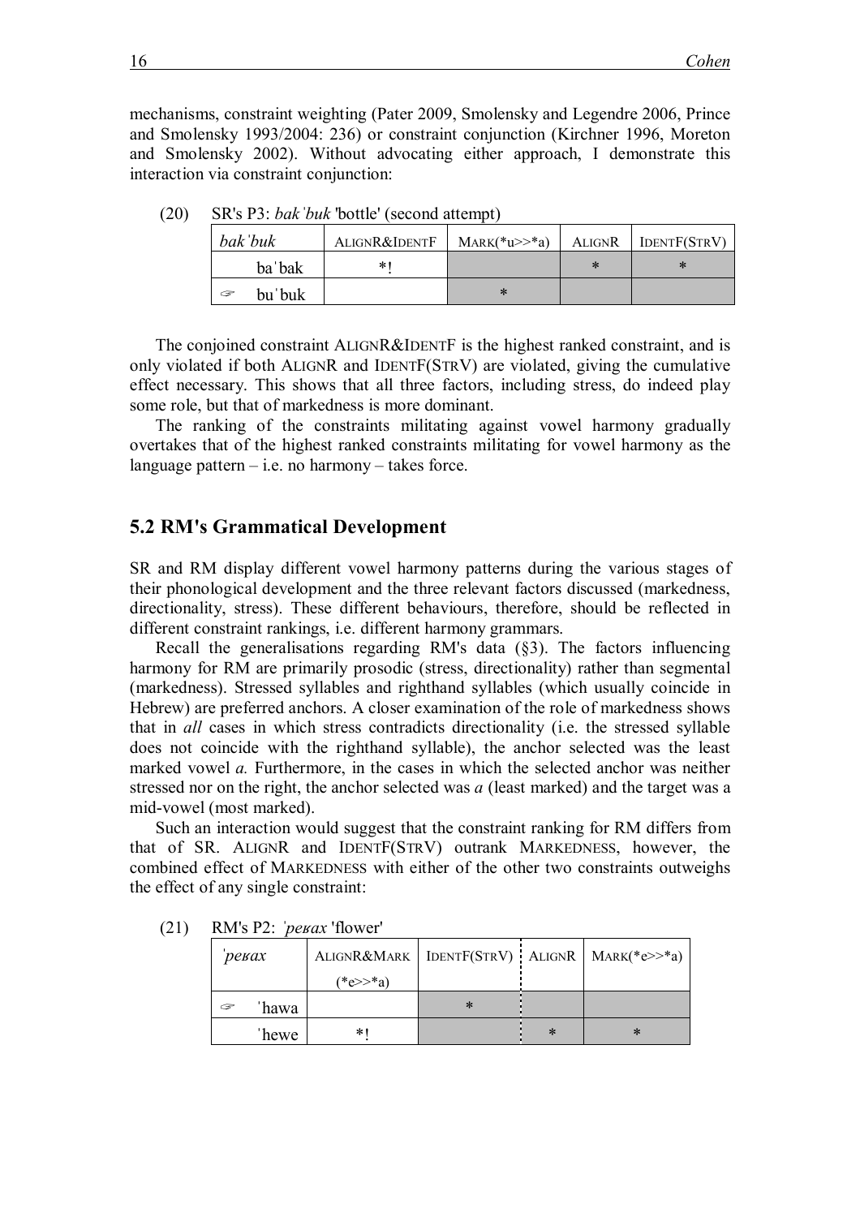mechanisms, constraint weighting (Pater 2009, Smolensky and Legendre 2006, Prince and Smolensky 1993/2004: 236) or constraint conjunction (Kirchner 1996, Moreton and Smolensky 2002). Without advocating either approach, I demonstrate this interaction via constraint conjunction:

(20) SR's P3: *bakˈbuk* 'bottle' (second attempt)

| *bakˈbuk* | ALIGNR&IDENTF | MARK(*u>>*a) | ALIGNR | IDENTF(STRV) |
|---|---|---|---|---|
| baˈbak | *! | | * | * |
| ☞ buˈbuk | | * | | |

The conjoined constraint ALIGNR&IDENTF is the highest ranked constraint, and is only violated if both ALIGNR and IDENTF(STRV) are violated, giving the cumulative effect necessary. This shows that all three factors, including stress, do indeed play some role, but that of markedness is more dominant.

The ranking of the constraints militating against vowel harmony gradually overtakes that of the highest ranked constraints militating for vowel harmony as the language pattern – i.e. no harmony – takes force.

## 5.2 RM's Grammatical Development

SR and RM display different vowel harmony patterns during the various stages of their phonological development and the three relevant factors discussed (markedness, directionality, stress). These different behaviours, therefore, should be reflected in different constraint rankings, i.e. different harmony grammars.

Recall the generalisations regarding RM's data (§3). The factors influencing harmony for RM are primarily prosodic (stress, directionality) rather than segmental (markedness). Stressed syllables and righthand syllables (which usually coincide in Hebrew) are preferred anchors. A closer examination of the role of markedness shows that in *all* cases in which stress contradicts directionality (i.e. the stressed syllable does not coincide with the righthand syllable), the anchor selected was the least marked vowel *a.* Furthermore, in the cases in which the selected anchor was neither stressed nor on the right, the anchor selected was *a* (least marked) and the target was a mid-vowel (most marked).

Such an interaction would suggest that the constraint ranking for RM differs from that of SR. ALIGNR and IDENTF(STRV) outrank MARKEDNESS, however, the combined effect of MARKEDNESS with either of the other two constraints outweighs the effect of any single constraint:

(21) RM's P2: *ˈpeʁax* 'flower'

| *ˈpeʁax* | ALIGNR&MARK (*e>>*a) | IDENTF(STRV) | ALIGNR | MARK(*e>>*a) |
|---|---|---|---|---|
| ☞ ˈhawa | | * | | |
| ˈhewe | *! | | * | * |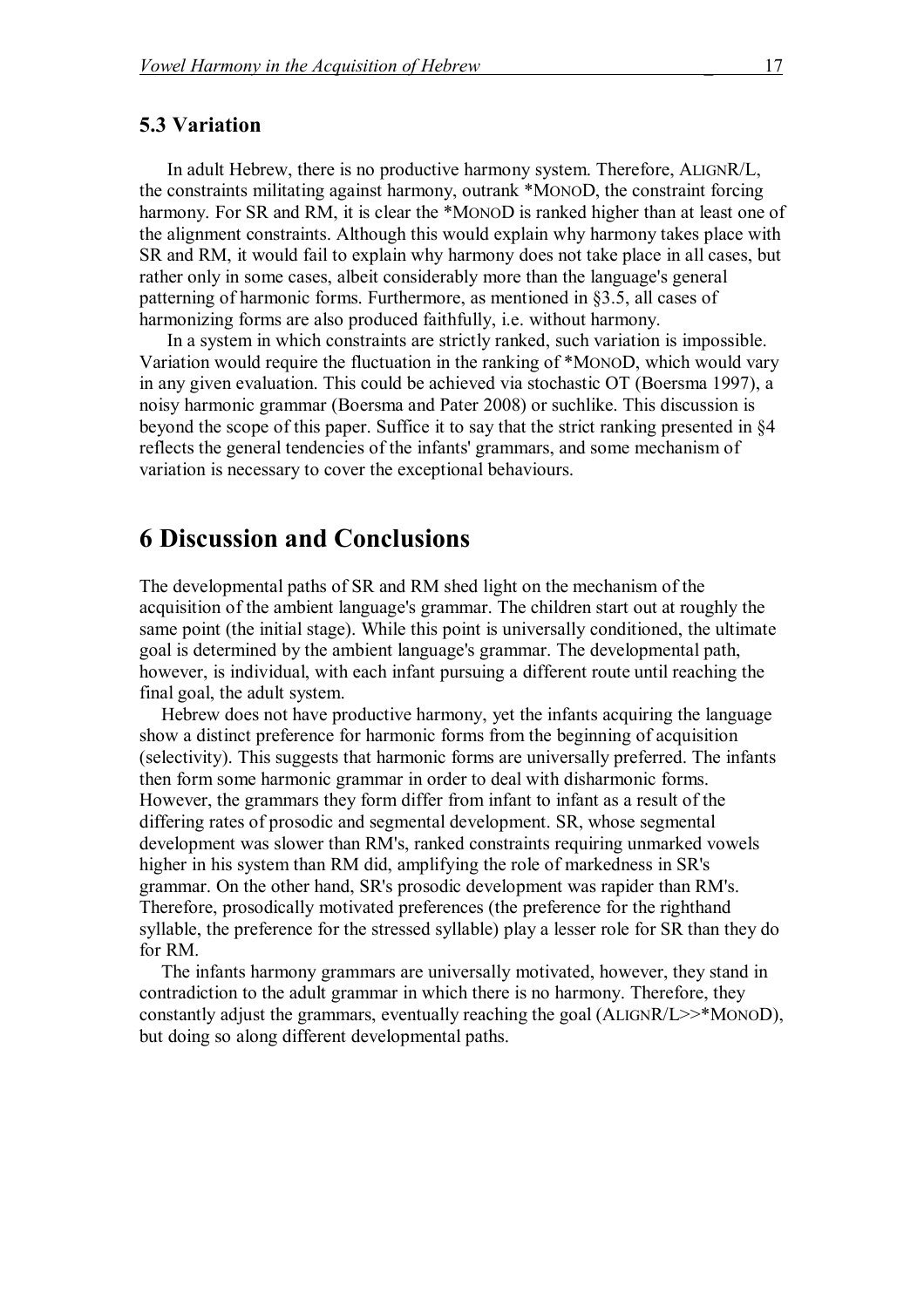### 5.3 Variation

In adult Hebrew, there is no productive harmony system. Therefore, ALIGNR/L, the constraints militating against harmony, outrank *MONOD, the constraint forcing harmony. For SR and RM, it is clear the *MONOD is ranked higher than at least one of the alignment constraints. Although this would explain why harmony takes place with SR and RM, it would fail to explain why harmony does not take place in all cases, but rather only in some cases, albeit considerably more than the language's general patterning of harmonic forms. Furthermore, as mentioned in §3.5, all cases of harmonizing forms are also produced faithfully, i.e. without harmony.

In a system in which constraints are strictly ranked, such variation is impossible. Variation would require the fluctuation in the ranking of *MONOD, which would vary in any given evaluation. This could be achieved via stochastic OT (Boersma 1997), a noisy harmonic grammar (Boersma and Pater 2008) or suchlike. This discussion is beyond the scope of this paper. Suffice it to say that the strict ranking presented in §4 reflects the general tendencies of the infants' grammars, and some mechanism of variation is necessary to cover the exceptional behaviours.

## 6 Discussion and Conclusions

The developmental paths of SR and RM shed light on the mechanism of the acquisition of the ambient language's grammar. The children start out at roughly the same point (the initial stage). While this point is universally conditioned, the ultimate goal is determined by the ambient language's grammar. The developmental path, however, is individual, with each infant pursuing a different route until reaching the final goal, the adult system.

Hebrew does not have productive harmony, yet the infants acquiring the language show a distinct preference for harmonic forms from the beginning of acquisition (selectivity). This suggests that harmonic forms are universally preferred. The infants then form some harmonic grammar in order to deal with disharmonic forms. However, the grammars they form differ from infant to infant as a result of the differing rates of prosodic and segmental development. SR, whose segmental development was slower than RM's, ranked constraints requiring unmarked vowels higher in his system than RM did, amplifying the role of markedness in SR's grammar. On the other hand, SR's prosodic development was rapider than RM's. Therefore, prosodically motivated preferences (the preference for the righthand syllable, the preference for the stressed syllable) play a lesser role for SR than they do for RM.

The infants harmony grammars are universally motivated, however, they stand in contradiction to the adult grammar in which there is no harmony. Therefore, they constantly adjust the grammars, eventually reaching the goal (ALIGNR/L>>*MONOD), but doing so along different developmental paths.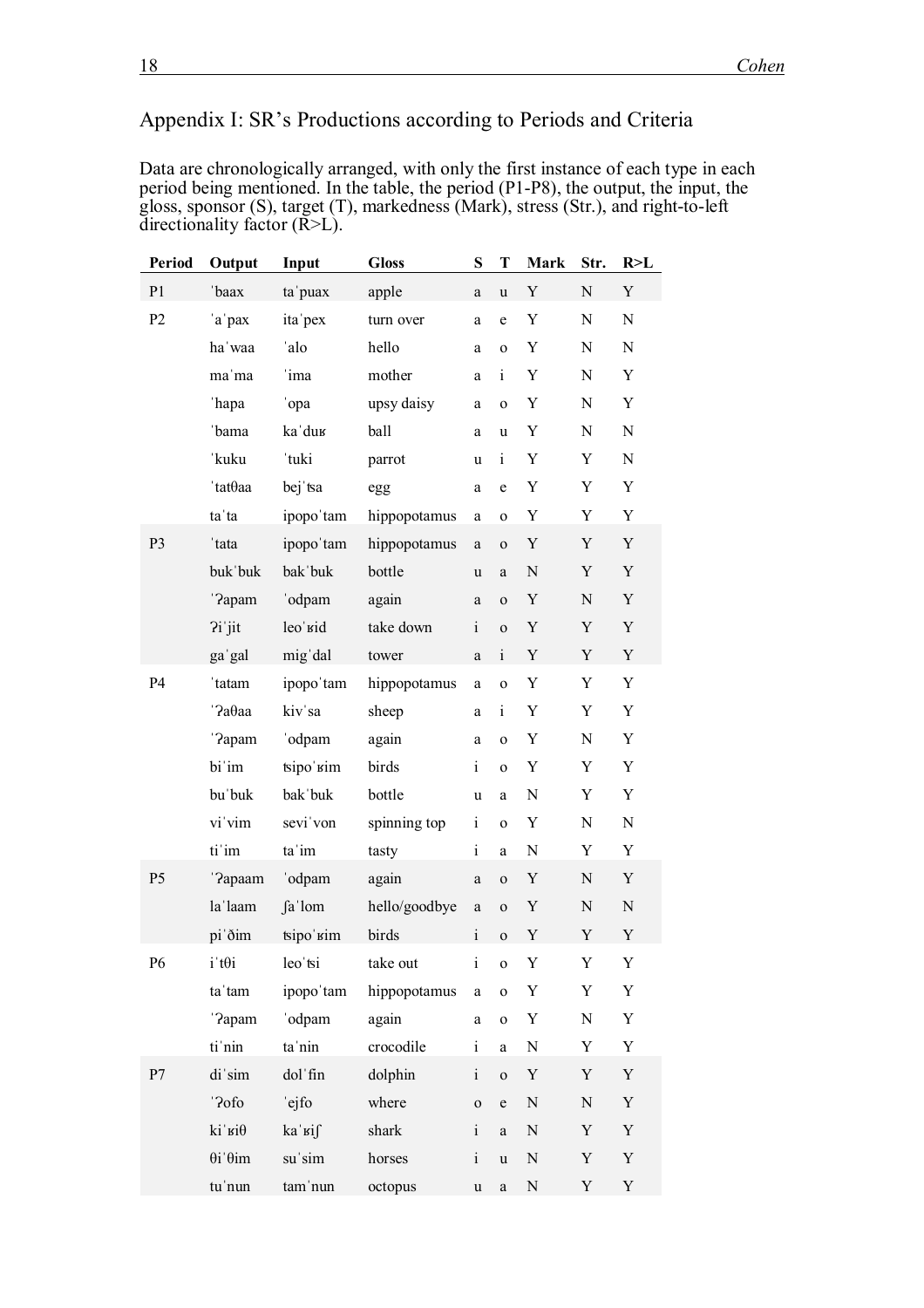## Appendix I: SR's Productions according to Periods and Criteria

Data are chronologically arranged, with only the first instance of each type in each period being mentioned. In the table, the period (P1-P8), the output, the input, the gloss, sponsor (S), target (T), markedness (Mark), stress (Str.), and right-to-left directionality factor (R>L).

| Period | Output | Input | Gloss | S | T | Mark | Str. | R>L |
|---|---|---|---|---|---|---|---|---|
| P1 | ˈbaax | taˈpuax | apple | a | u | Y | N | Y |
| P2 | ˈaˈpax | itaˈpex | turn over | a | e | Y | N | N |
| | haˈwaa | ˈalo | hello | a | o | Y | N | N |
| | maˈma | ˈima | mother | a | i | Y | N | Y |
| | ˈhapa | ˈopa | upsy daisy | a | o | Y | N | Y |
| | ˈbama | kaˈduʁ | ball | a | u | Y | N | N |
| | ˈkuku | ˈtuki | parrot | u | i | Y | Y | N |
| | ˈtatθaa | bejˈʦa | egg | a | e | Y | Y | Y |
| | taˈta | ipopoˈtam | hippopotamus | a | o | Y | Y | Y |
| P3 | ˈtata | ipopoˈtam | hippopotamus | a | o | Y | Y | Y |
| | bukˈbuk | bakˈbuk | bottle | u | a | N | Y | Y |
| | ˈʔapam | ˈodpam | again | a | o | Y | N | Y |
| | ʔiˈjit | leoˈʁid | take down | i | o | Y | Y | Y |
| | gaˈgal | migˈdal | tower | a | i | Y | Y | Y |
| P4 | ˈtatam | ipopoˈtam | hippopotamus | a | o | Y | Y | Y |
| | ˈʔaθaa | kivˈsa | sheep | a | i | Y | Y | Y |
| | ˈʔapam | ˈodpam | again | a | o | Y | N | Y |
| | biˈim | ʦipoˈʁim | birds | i | o | Y | Y | Y |
| | buˈbuk | bakˈbuk | bottle | u | a | N | Y | Y |
| | viˈvim | seviˈvon | spinning top | i | o | Y | N | N |
| | tiˈim | taˈim | tasty | i | a | N | Y | Y |
| P5 | ˈʔapaam | ˈodpam | again | a | o | Y | N | Y |
| | laˈlaam | ʃaˈlom | hello/goodbye | a | o | Y | N | N |
| | piˈðim | ʦipoˈʁim | birds | i | o | Y | Y | Y |
| P6 | iˈtθi | leoˈʦi | take out | i | o | Y | Y | Y |
| | taˈtam | ipopoˈtam | hippopotamus | a | o | Y | Y | Y |
| | ˈʔapam | ˈodpam | again | a | o | Y | N | Y |
| | tiˈnin | taˈnin | crocodile | i | a | N | Y | Y |
| P7 | diˈsim | dolˈfin | dolphin | i | o | Y | Y | Y |
| | ˈʔofo | ˈejfo | where | o | e | N | N | Y |
| | kiˈʁiθ | kaˈʁiʃ | shark | i | a | N | Y | Y |
| | θiˈθim | suˈsim | horses | i | u | N | Y | Y |
| | tuˈnun | tamˈnun | octopus | u | a | N | Y | Y |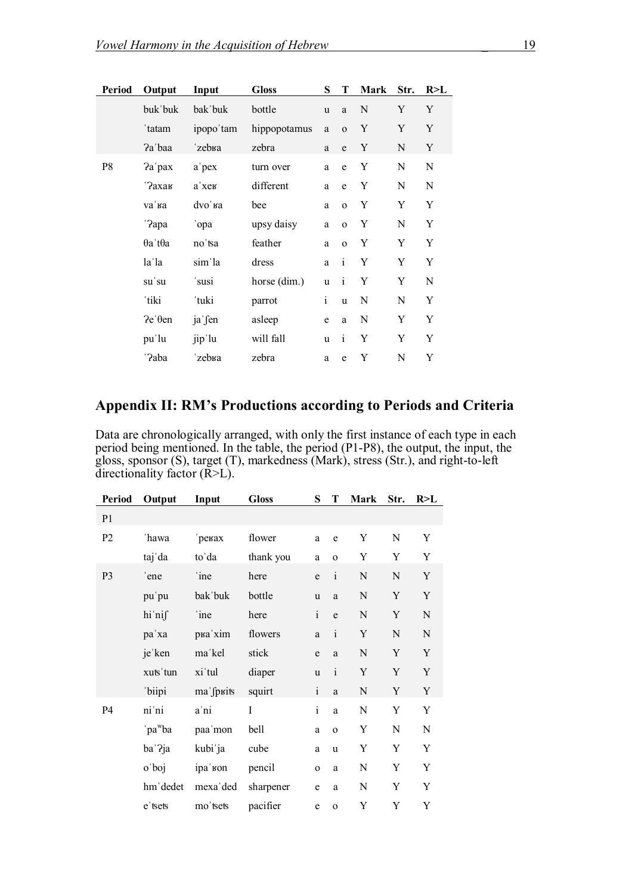| Period | Output | Input | Gloss | S | T | Mark | Str. | R>L |
|---|---|---|---|---|---|---|---|---|
| | bukˈbuk | bakˈbuk | bottle | u | a | N | Y | Y |
| | ˈtatam | ipopoˈtam | hippopotamus | a | o | Y | Y | Y |
| | ʔaˈbaa | ˈzebʁa | zebra | a | e | Y | N | Y |
| P8 | ʔaˈpax | aˈpex | turn over | a | e | Y | N | N |
| | ˈʔaxaʁ | aˈxeʁ | different | a | e | Y | N | N |
| | vaˈʁa | dvoˈʁa | bee | a | o | Y | Y | Y |
| | ˈʔapa | ˈopa | upsy daisy | a | o | Y | N | Y |
| | θaˈtθa | noˈʦa | feather | a | o | Y | Y | Y |
| | laˈla | simˈla | dress | a | i | Y | Y | Y |
| | suˈsu | ˈsusi | horse (dim.) | u | i | Y | Y | N |
| | ˈtiki | ˈtuki | parrot | i | u | N | N | Y |
| | ʔeˈθen | jaˈʃen | asleep | e | a | N | Y | Y |
| | puˈlu | jipˈlu | will fall | u | i | Y | Y | Y |
| | ˈʔaba | ˈzebʁa | zebra | a | e | Y | N | Y |

## Appendix II: RM's Productions according to Periods and Criteria

Data are chronologically arranged, with only the first instance of each type in each period being mentioned. In the table, the period (P1-P8), the output, the input, the gloss, sponsor (S), target (T), markedness (Mark), stress (Str.), and right-to-left directionality factor (R>L).

| Period | Output | Input | Gloss | S | T | Mark | Str. | R>L |
|---|---|---|---|---|---|---|---|---|
| P1 | | | | | | | | |
| P2 | ˈhawa | ˈpeʁax | flower | a | e | Y | N | Y |
| | tajˈda | toˈda | thank you | a | o | Y | Y | Y |
| P3 | ˈene | ˈine | here | e | i | N | N | Y |
| | puˈpu | bakˈbuk | bottle | u | a | N | Y | Y |
| | hiˈniʃ | ˈine | here | i | e | N | Y | N |
| | paˈxa | pʁaˈxim | flowers | a | i | Y | N | N |
| | jeˈken | maˈkel | stick | e | a | N | Y | Y |
| | xuʦˈtun | xiˈtul | diaper | u | i | Y | Y | Y |
| | ˈbiipi | maˈʃpʁiʦ | squirt | i | a | N | Y | Y |
| P4 | niˈni | aˈni | I | i | a | N | Y | Y |
| | ˈpaʷba | paaˈmon | bell | a | o | Y | N | N |
| | baˈʔja | kubiˈja | cube | a | u | Y | Y | Y |
| | oˈboj | ipaˈʁon | pencil | o | a | N | Y | Y |
| | hmˈdedet | mexaˈded | sharpener | e | a | N | Y | Y |
| | eˈʦeʦ | moˈʦeʦ | pacifier | e | o | Y | Y | Y |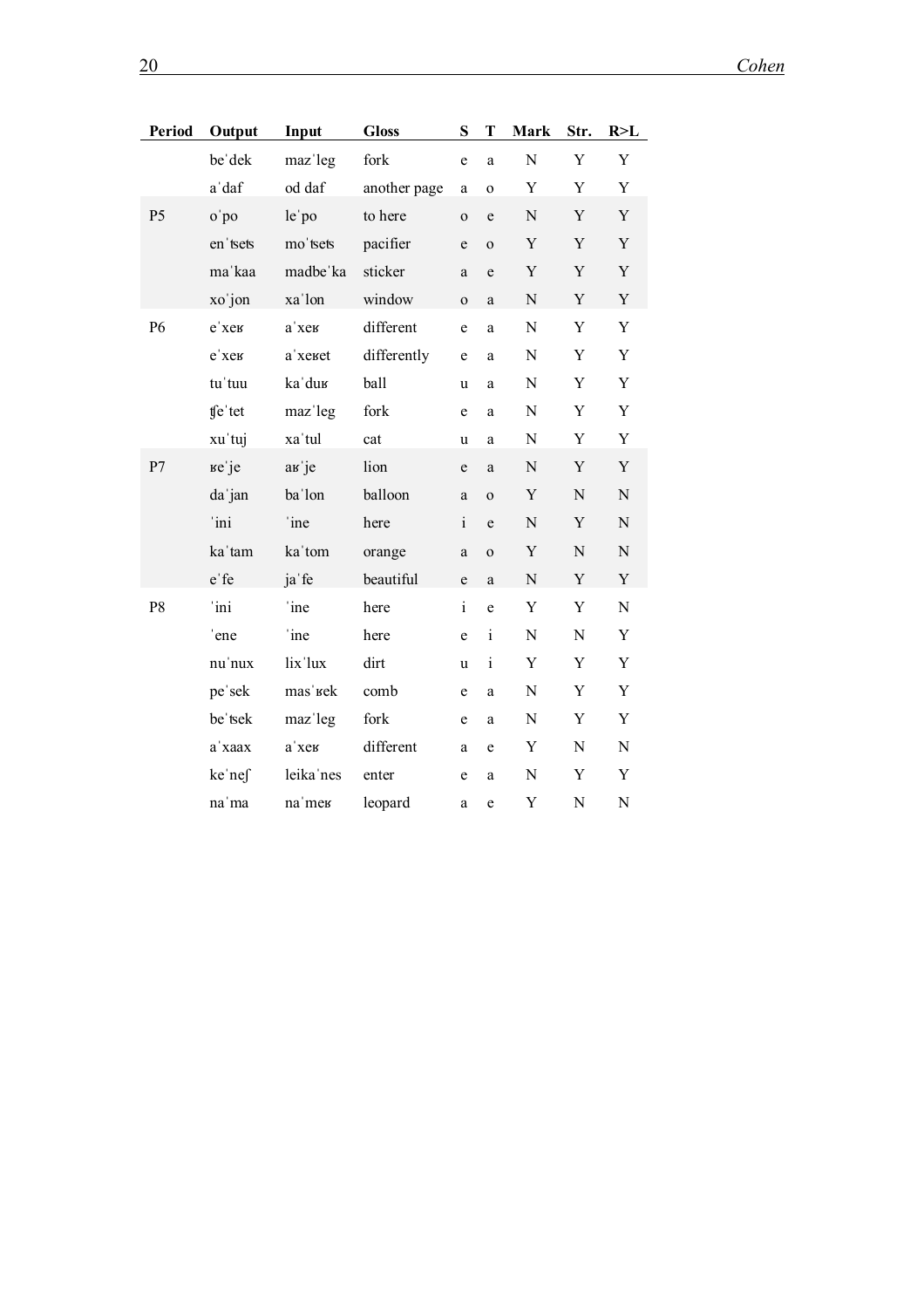| Period | Output | Input | Gloss | S | T | Mark | Str. | R>L |
|---|---|---|---|---|---|---|---|---|
| | beˈdek | mazˈleg | fork | e | a | N | Y | Y |
| | aˈdaf | od daf | another page | a | o | Y | Y | Y |
| P5 | oˈpo | leˈpo | to here | o | e | N | Y | Y |
| | enˈtsets | moˈtsets | pacifier | e | o | Y | Y | Y |
| | maˈkaa | madbeˈka | sticker | a | e | Y | Y | Y |
| | xoˈjon | xaˈlon | window | o | a | N | Y | Y |
| P6 | eˈxeʁ | aˈxeʁ | different | e | a | N | Y | Y |
| | eˈxeʁ | aˈxeʁet | differently | e | a | N | Y | Y |
| | tuˈtuu | kaˈduʁ | ball | u | a | N | Y | Y |
| | ʧeˈtet | mazˈleg | fork | e | a | N | Y | Y |
| | xuˈtuj | xaˈtul | cat | u | a | N | Y | Y |
| P7 | ʁeˈje | aʁˈje | lion | e | a | N | Y | Y |
| | daˈjan | baˈlon | balloon | a | o | Y | N | N |
| | ˈini | ˈine | here | i | e | N | Y | N |
| | kaˈtam | kaˈtom | orange | a | o | Y | N | N |
| | eˈfe | jaˈfe | beautiful | e | a | N | Y | Y |
| P8 | ˈini | ˈine | here | i | e | Y | Y | N |
| | ˈene | ˈine | here | e | i | N | N | Y |
| | nuˈnux | lixˈlux | dirt | u | i | Y | Y | Y |
| | peˈsek | masˈʁek | comb | e | a | N | Y | Y |
| | beˈtsek | mazˈleg | fork | e | a | N | Y | Y |
| | aˈxaax | aˈxeʁ | different | a | e | Y | N | N |
| | keˈneʃ | leikaˈnes | enter | e | a | N | Y | Y |
| | naˈma | naˈmeʁ | leopard | a | e | Y | N | N |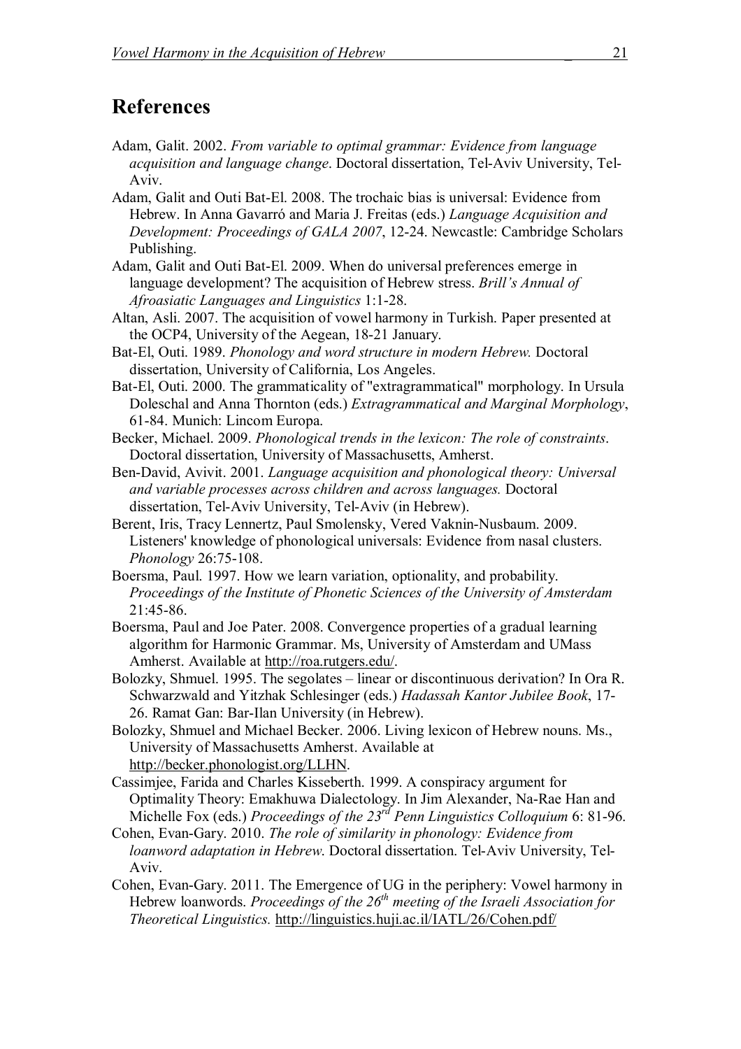## References

Adam, Galit. 2002. *From variable to optimal grammar: Evidence from language acquisition and language change*. Doctoral dissertation, Tel-Aviv University, Tel-Aviv.

Adam, Galit and Outi Bat-El. 2008. The trochaic bias is universal: Evidence from Hebrew. In Anna Gavarró and Maria J. Freitas (eds.) *Language Acquisition and Development: Proceedings of GALA 2007*, 12-24. Newcastle: Cambridge Scholars Publishing.

Adam, Galit and Outi Bat-El. 2009. When do universal preferences emerge in language development? The acquisition of Hebrew stress. *Brill's Annual of Afroasiatic Languages and Linguistics* 1:1-28.

Altan, Asli. 2007. The acquisition of vowel harmony in Turkish. Paper presented at the OCP4, University of the Aegean, 18-21 January.

Bat-El, Outi. 1989. *Phonology and word structure in modern Hebrew.* Doctoral dissertation, University of California, Los Angeles.

Bat-El, Outi. 2000. The grammaticality of "extragrammatical" morphology. In Ursula Doleschal and Anna Thornton (eds.) *Extragrammatical and Marginal Morphology*, 61-84. Munich: Lincom Europa.

Becker, Michael. 2009. *Phonological trends in the lexicon: The role of constraints*. Doctoral dissertation, University of Massachusetts, Amherst.

Ben-David, Avivit. 2001. *Language acquisition and phonological theory: Universal and variable processes across children and across languages.* Doctoral dissertation, Tel-Aviv University, Tel-Aviv (in Hebrew).

Berent, Iris, Tracy Lennertz, Paul Smolensky, Vered Vaknin-Nusbaum. 2009. Listeners' knowledge of phonological universals: Evidence from nasal clusters. *Phonology* 26:75-108.

Boersma, Paul. 1997. How we learn variation, optionality, and probability. *Proceedings of the Institute of Phonetic Sciences of the University of Amsterdam* 21:45-86.

Boersma, Paul and Joe Pater. 2008. Convergence properties of a gradual learning algorithm for Harmonic Grammar. Ms, University of Amsterdam and UMass Amherst. Available at http://roa.rutgers.edu/.

Bolozky, Shmuel. 1995. The segolates – linear or discontinuous derivation? In Ora R. Schwarzwald and Yitzhak Schlesinger (eds.) *Hadassah Kantor Jubilee Book*, 17-26. Ramat Gan: Bar-Ilan University (in Hebrew).

Bolozky, Shmuel and Michael Becker. 2006. Living lexicon of Hebrew nouns. Ms., University of Massachusetts Amherst. Available at http://becker.phonologist.org/LLHN.

Cassimjee, Farida and Charles Kisseberth. 1999. A conspiracy argument for Optimality Theory: Emakhuwa Dialectology. In Jim Alexander, Na-Rae Han and Michelle Fox (eds.) *Proceedings of the 23rd Penn Linguistics Colloquium* 6: 81-96.

Cohen, Evan-Gary. 2010. *The role of similarity in phonology: Evidence from loanword adaptation in Hebrew*. Doctoral dissertation. Tel-Aviv University, Tel-Aviv.

Cohen, Evan-Gary. 2011. The Emergence of UG in the periphery: Vowel harmony in Hebrew loanwords. *Proceedings of the 26th meeting of the Israeli Association for Theoretical Linguistics.* http://linguistics.huji.ac.il/IATL/26/Cohen.pdf/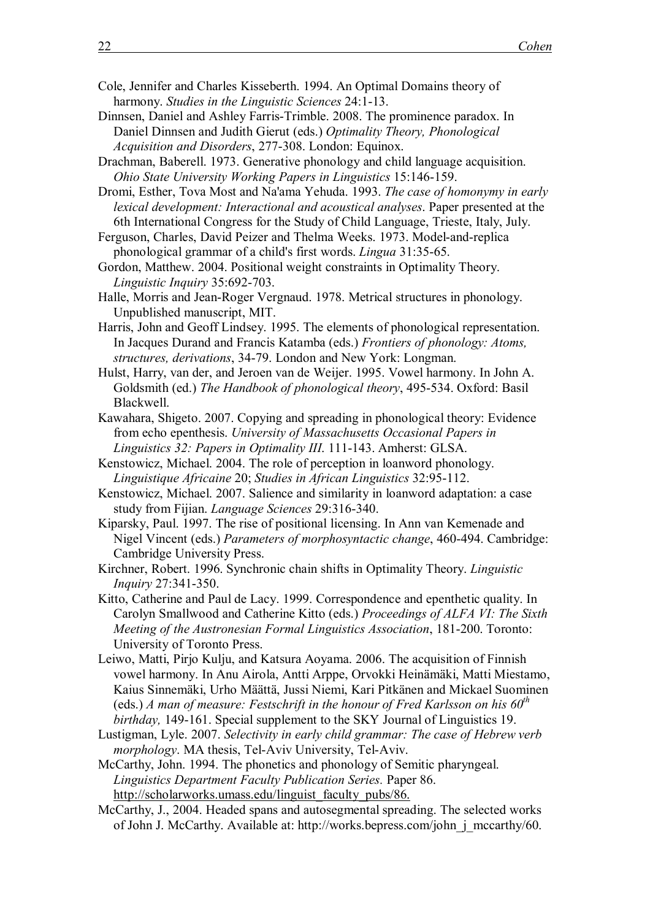Cole, Jennifer and Charles Kisseberth. 1994. An Optimal Domains theory of harmony. *Studies in the Linguistic Sciences* 24:1-13.

Dinnsen, Daniel and Ashley Farris-Trimble. 2008. The prominence paradox. In Daniel Dinnsen and Judith Gierut (eds.) *Optimality Theory, Phonological Acquisition and Disorders*, 277-308. London: Equinox.

Drachman, Baberell. 1973. Generative phonology and child language acquisition. *Ohio State University Working Papers in Linguistics* 15:146-159.

Dromi, Esther, Tova Most and Na'ama Yehuda. 1993. *The case of homonymy in early lexical development: Interactional and acoustical analyses*. Paper presented at the 6th International Congress for the Study of Child Language, Trieste, Italy, July.

Ferguson, Charles, David Peizer and Thelma Weeks. 1973. Model-and-replica phonological grammar of a child's first words. *Lingua* 31:35-65.

Gordon, Matthew. 2004. Positional weight constraints in Optimality Theory. *Linguistic Inquiry* 35:692-703.

Halle, Morris and Jean-Roger Vergnaud. 1978. Metrical structures in phonology. Unpublished manuscript, MIT.

Harris, John and Geoff Lindsey. 1995. The elements of phonological representation. In Jacques Durand and Francis Katamba (eds.) *Frontiers of phonology: Atoms, structures, derivations*, 34-79. London and New York: Longman.

Hulst, Harry, van der, and Jeroen van de Weijer. 1995. Vowel harmony. In John A. Goldsmith (ed.) *The Handbook of phonological theory*, 495-534. Oxford: Basil Blackwell.

Kawahara, Shigeto. 2007. Copying and spreading in phonological theory: Evidence from echo epenthesis. *University of Massachusetts Occasional Papers in Linguistics 32: Papers in Optimality III*. 111-143. Amherst: GLSA.

Kenstowicz, Michael. 2004. The role of perception in loanword phonology. *Linguistique Africaine* 20; *Studies in African Linguistics* 32:95-112.

Kenstowicz, Michael. 2007. Salience and similarity in loanword adaptation: a case study from Fijian. *Language Sciences* 29:316-340.

Kiparsky, Paul. 1997. The rise of positional licensing. In Ann van Kemenade and Nigel Vincent (eds.) *Parameters of morphosyntactic change*, 460-494. Cambridge: Cambridge University Press.

Kirchner, Robert. 1996. Synchronic chain shifts in Optimality Theory. *Linguistic Inquiry* 27:341-350.

Kitto, Catherine and Paul de Lacy. 1999. Correspondence and epenthetic quality. In Carolyn Smallwood and Catherine Kitto (eds.) *Proceedings of ALFA VI: The Sixth Meeting of the Austronesian Formal Linguistics Association*, 181-200. Toronto: University of Toronto Press.

Leiwo, Matti, Pirjo Kulju, and Katsura Aoyama. 2006. The acquisition of Finnish vowel harmony. In Anu Airola, Antti Arppe, Orvokki Heinämäki, Matti Miestamo, Kaius Sinnemäki, Urho Määttä, Jussi Niemi, Kari Pitkänen and Mickael Suominen (eds.) *A man of measure: Festschrift in the honour of Fred Karlsson on his 60th birthday,* 149-161. Special supplement to the SKY Journal of Linguistics 19.

Lustigman, Lyle. 2007. *Selectivity in early child grammar: The case of Hebrew verb morphology*. MA thesis, Tel-Aviv University, Tel-Aviv.

McCarthy, John. 1994. The phonetics and phonology of Semitic pharyngeal. *Linguistics Department Faculty Publication Series.* Paper 86. http://scholarworks.umass.edu/linguist_faculty_pubs/86.

McCarthy, J., 2004. Headed spans and autosegmental spreading. The selected works of John J. McCarthy. Available at: http://works.bepress.com/john_j_mccarthy/60.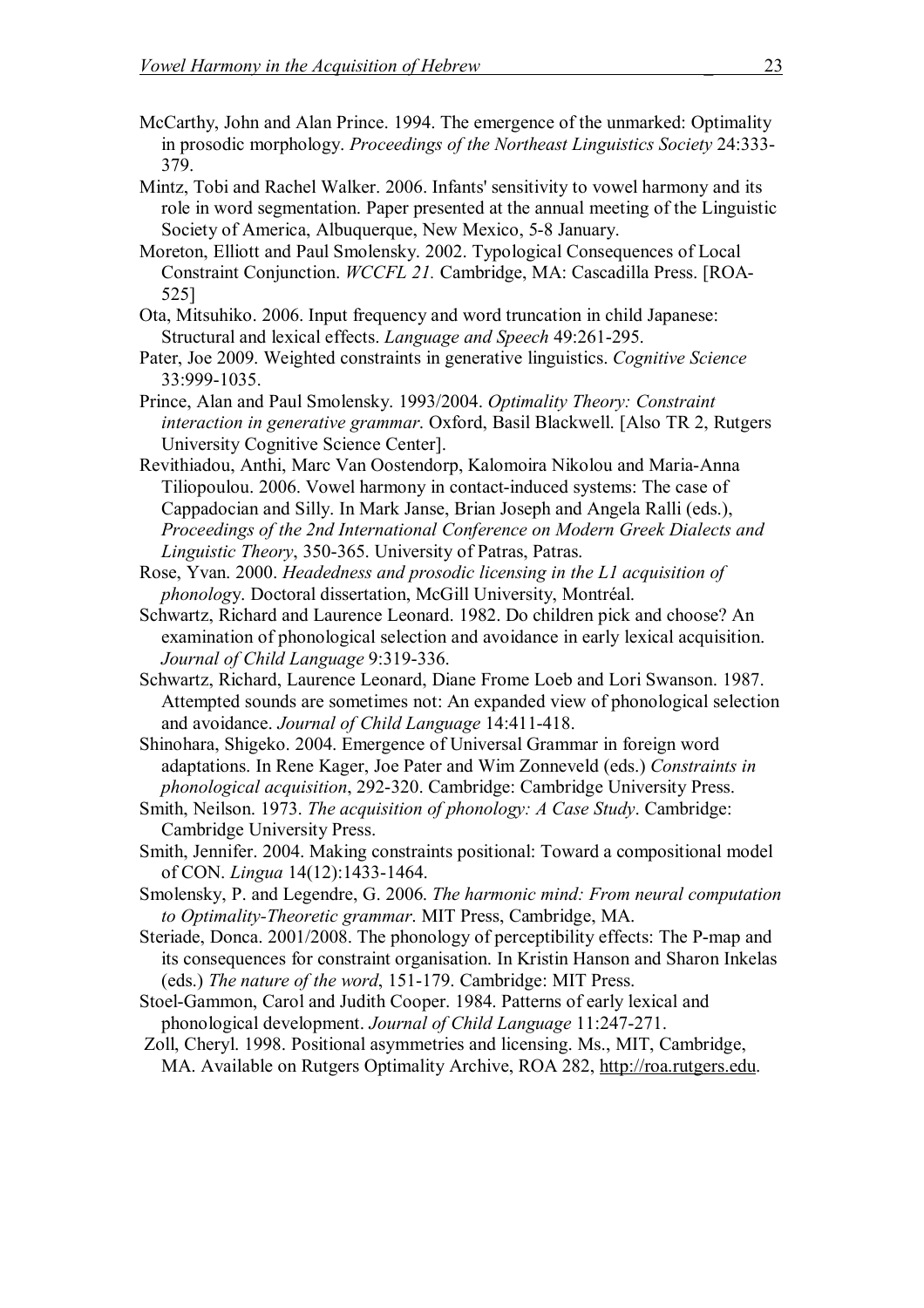McCarthy, John and Alan Prince. 1994. The emergence of the unmarked: Optimality in prosodic morphology. *Proceedings of the Northeast Linguistics Society* 24:333-379.

Mintz, Tobi and Rachel Walker. 2006. Infants' sensitivity to vowel harmony and its role in word segmentation. Paper presented at the annual meeting of the Linguistic Society of America, Albuquerque, New Mexico, 5-8 January.

Moreton, Elliott and Paul Smolensky. 2002. Typological Consequences of Local Constraint Conjunction. *WCCFL 21.* Cambridge, MA: Cascadilla Press. [ROA-525]

Ota, Mitsuhiko. 2006. Input frequency and word truncation in child Japanese: Structural and lexical effects. *Language and Speech* 49:261-295.

Pater, Joe 2009. Weighted constraints in generative linguistics. *Cognitive Science* 33:999-1035.

Prince, Alan and Paul Smolensky. 1993/2004. *Optimality Theory: Constraint interaction in generative grammar*. Oxford, Basil Blackwell. [Also TR 2, Rutgers University Cognitive Science Center].

Revithiadou, Anthi, Marc Van Oostendorp, Kalomoira Nikolou and Maria-Anna Tiliopoulou. 2006. Vowel harmony in contact-induced systems: The case of Cappadocian and Silly. In Mark Janse, Brian Joseph and Angela Ralli (eds.), *Proceedings of the 2nd International Conference on Modern Greek Dialects and Linguistic Theory*, 350-365. University of Patras, Patras.

Rose, Yvan. 2000. *Headedness and prosodic licensing in the L1 acquisition of phonology*. Doctoral dissertation, McGill University, Montréal.

Schwartz, Richard and Laurence Leonard. 1982. Do children pick and choose? An examination of phonological selection and avoidance in early lexical acquisition. *Journal of Child Language* 9:319-336.

Schwartz, Richard, Laurence Leonard, Diane Frome Loeb and Lori Swanson. 1987. Attempted sounds are sometimes not: An expanded view of phonological selection and avoidance. *Journal of Child Language* 14:411-418.

Shinohara, Shigeko. 2004. Emergence of Universal Grammar in foreign word adaptations. In Rene Kager, Joe Pater and Wim Zonneveld (eds.) *Constraints in phonological acquisition*, 292-320. Cambridge: Cambridge University Press.

Smith, Neilson. 1973. *The acquisition of phonology: A Case Study*. Cambridge: Cambridge University Press.

Smith, Jennifer. 2004. Making constraints positional: Toward a compositional model of CON. *Lingua* 14(12):1433-1464.

Smolensky, P. and Legendre, G. 2006. *The harmonic mind: From neural computation to Optimality-Theoretic grammar*. MIT Press, Cambridge, MA.

Steriade, Donca. 2001/2008. The phonology of perceptibility effects: The P-map and its consequences for constraint organisation. In Kristin Hanson and Sharon Inkelas (eds.) *The nature of the word*, 151-179. Cambridge: MIT Press.

Stoel-Gammon, Carol and Judith Cooper. 1984. Patterns of early lexical and phonological development. *Journal of Child Language* 11:247-271.

Zoll, Cheryl. 1998. Positional asymmetries and licensing. Ms., MIT, Cambridge, MA. Available on Rutgers Optimality Archive, ROA 282, http://roa.rutgers.edu.